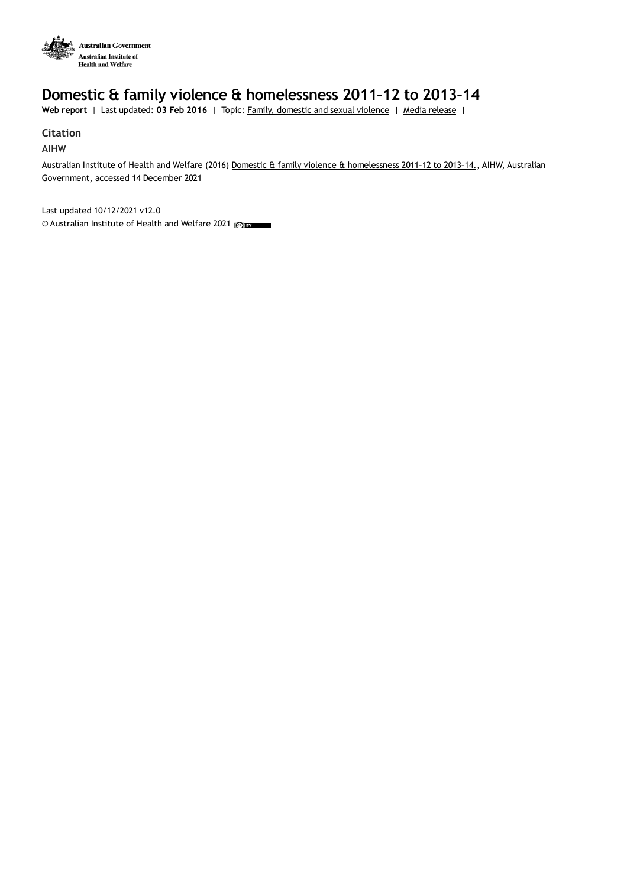Australian Government
Australian Institute of Health and Welfare

# Domestic & family violence & homelessness 2011–12 to 2013–14

**Web report** | Last updated: **03 Feb 2016** | Topic: Family, domestic and sexual violence | Media release |

## Citation

**AIHW**

Australian Institute of Health and Welfare (2016) Domestic & family violence & homelessness 2011–12 to 2013–14., AIHW, Australian Government, accessed 14 December 2021

Last updated 10/12/2021 v12.0

© Australian Institute of Health and Welfare 2021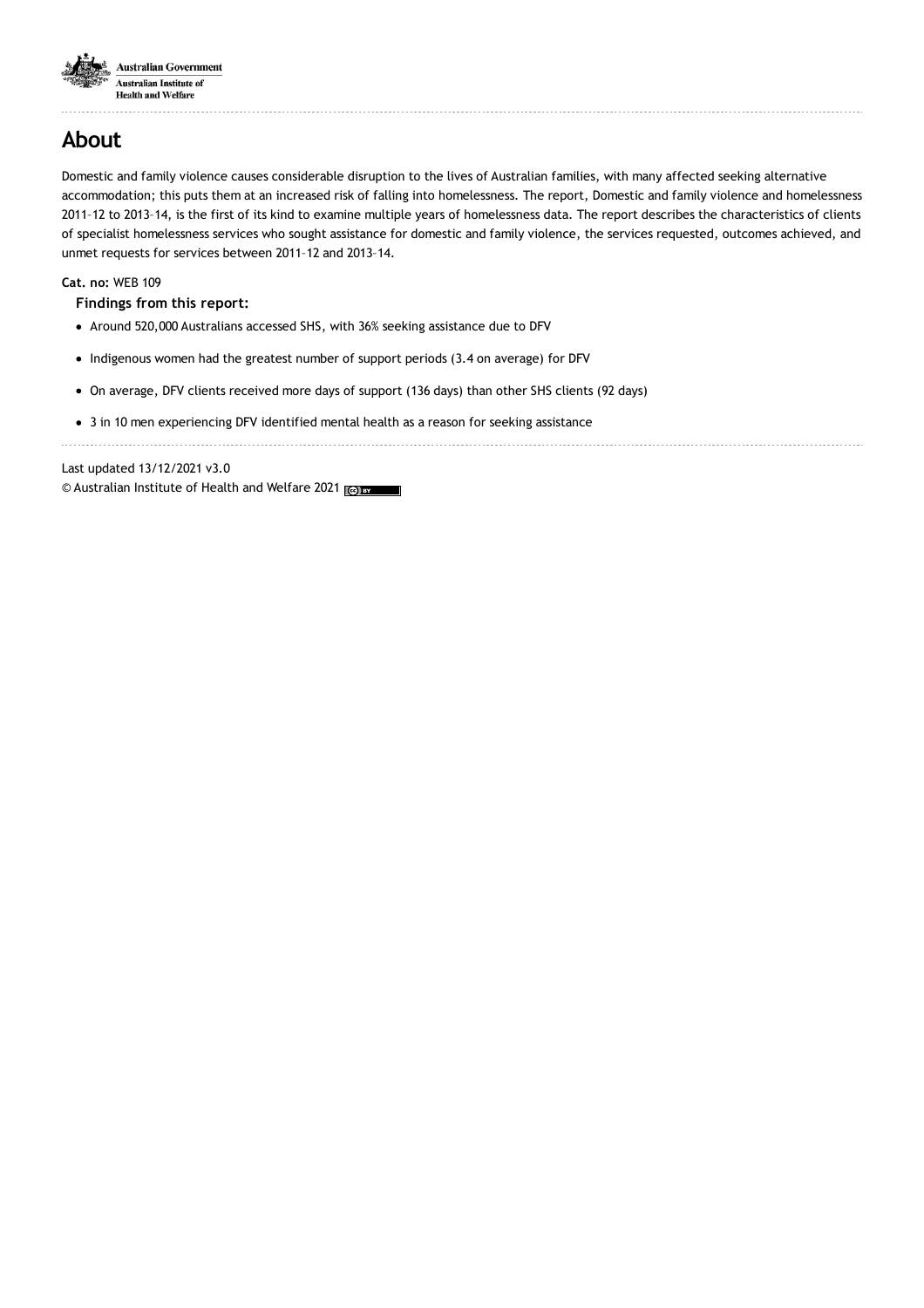# About

Domestic and family violence causes considerable disruption to the lives of Australian families, with many affected seeking alternative accommodation; this puts them at an increased risk of falling into homelessness. The report, Domestic and family violence and homelessness 2011–12 to 2013–14, is the first of its kind to examine multiple years of homelessness data. The report describes the characteristics of clients of specialist homelessness services who sought assistance for domestic and family violence, the services requested, outcomes achieved, and unmet requests for services between 2011–12 and 2013–14.

**Cat. no:** WEB 109

**Findings from this report:**

- Around 520,000 Australians accessed SHS, with 36% seeking assistance due to DFV
- Indigenous women had the greatest number of support periods (3.4 on average) for DFV
- On average, DFV clients received more days of support (136 days) than other SHS clients (92 days)
- 3 in 10 men experiencing DFV identified mental health as a reason for seeking assistance

Last updated 13/12/2021 v3.0

© Australian Institute of Health and Welfare 2021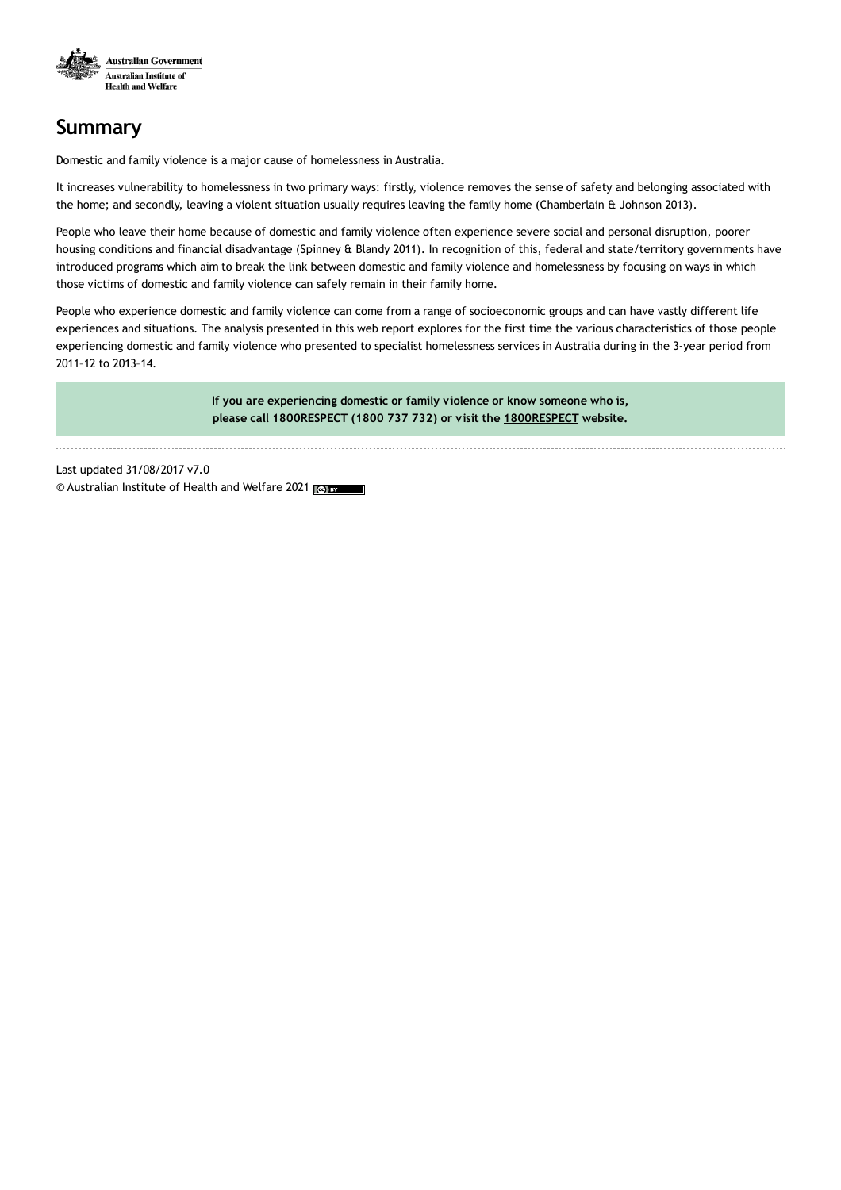## Summary

Domestic and family violence is a major cause of homelessness in Australia.

It increases vulnerability to homelessness in two primary ways: firstly, violence removes the sense of safety and belonging associated with the home; and secondly, leaving a violent situation usually requires leaving the family home (Chamberlain & Johnson 2013).

People who leave their home because of domestic and family violence often experience severe social and personal disruption, poorer housing conditions and financial disadvantage (Spinney & Blandy 2011). In recognition of this, federal and state/territory governments have introduced programs which aim to break the link between domestic and family violence and homelessness by focusing on ways in which those victims of domestic and family violence can safely remain in their family home.

People who experience domestic and family violence can come from a range of socioeconomic groups and can have vastly different life experiences and situations. The analysis presented in this web report explores for the first time the various characteristics of those people experiencing domestic and family violence who presented to specialist homelessness services in Australia during in the 3-year period from 2011–12 to 2013–14.

**If you are experiencing domestic or family violence or know someone who is, please call 1800RESPECT (1800 737 732) or visit the 1800RESPECT website.**

Last updated 31/08/2017 v7.0

© Australian Institute of Health and Welfare 2021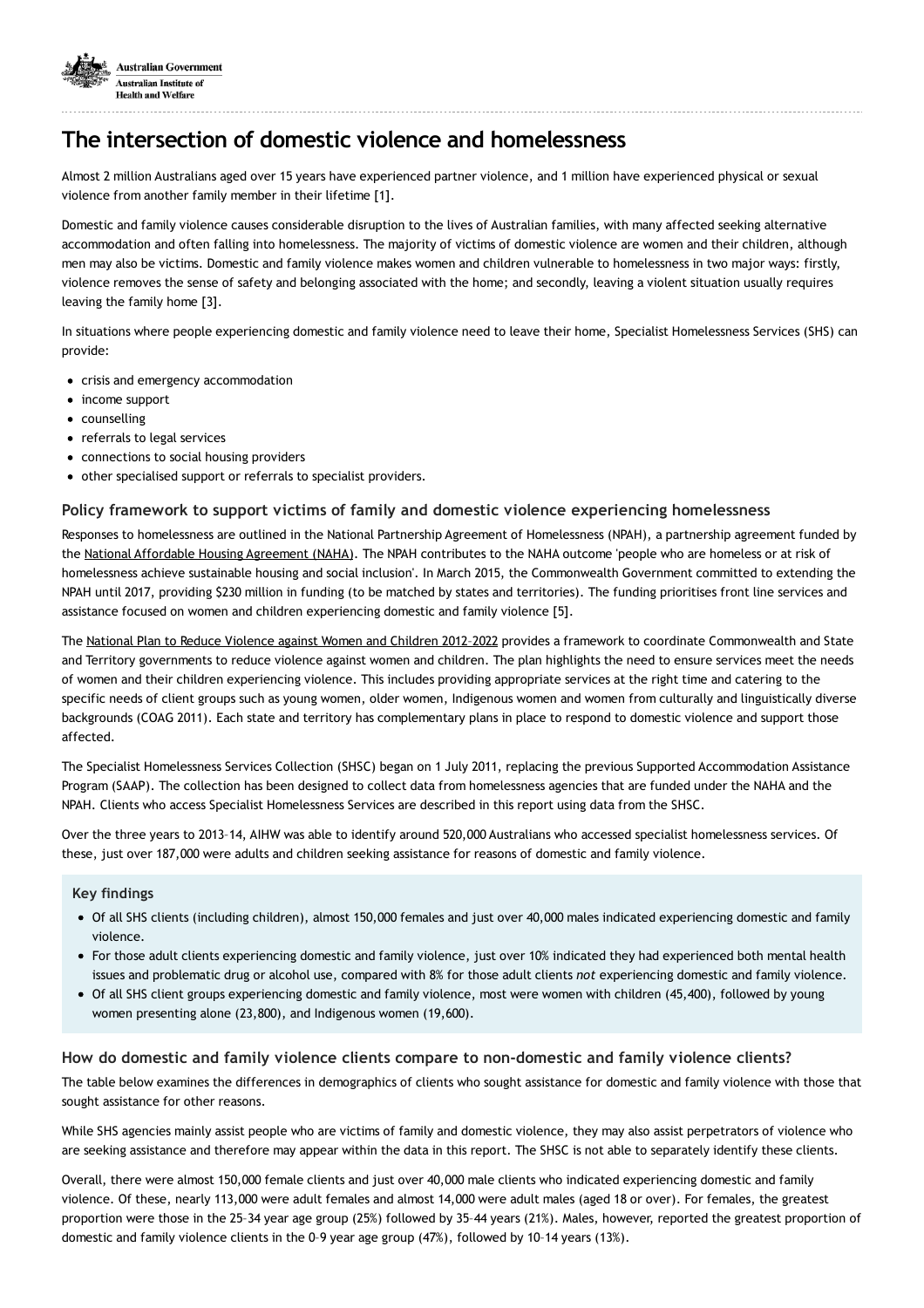# The intersection of domestic violence and homelessness

Almost 2 million Australians aged over 15 years have experienced partner violence, and 1 million have experienced physical or sexual violence from another family member in their lifetime [1].

Domestic and family violence causes considerable disruption to the lives of Australian families, with many affected seeking alternative accommodation and often falling into homelessness. The majority of victims of domestic violence are women and their children, although men may also be victims. Domestic and family violence makes women and children vulnerable to homelessness in two major ways: firstly, violence removes the sense of safety and belonging associated with the home; and secondly, leaving a violent situation usually requires leaving the family home [3].

In situations where people experiencing domestic and family violence need to leave their home, Specialist Homelessness Services (SHS) can provide:

- crisis and emergency accommodation
- income support
- counselling
- referrals to legal services
- connections to social housing providers
- other specialised support or referrals to specialist providers.

### Policy framework to support victims of family and domestic violence experiencing homelessness

Responses to homelessness are outlined in the National Partnership Agreement of Homelessness (NPAH), a partnership agreement funded by the National Affordable Housing Agreement (NAHA). The NPAH contributes to the NAHA outcome 'people who are homeless or at risk of homelessness achieve sustainable housing and social inclusion'. In March 2015, the Commonwealth Government committed to extending the NPAH until 2017, providing $230 million in funding (to be matched by states and territories). The funding prioritises front line services and assistance focused on women and children experiencing domestic and family violence [5].

The National Plan to Reduce Violence against Women and Children 2012–2022 provides a framework to coordinate Commonwealth and State and Territory governments to reduce violence against women and children. The plan highlights the need to ensure services meet the needs of women and their children experiencing violence. This includes providing appropriate services at the right time and catering to the specific needs of client groups such as young women, older women, Indigenous women and women from culturally and linguistically diverse backgrounds (COAG 2011). Each state and territory has complementary plans in place to respond to domestic violence and support those affected.

The Specialist Homelessness Services Collection (SHSC) began on 1 July 2011, replacing the previous Supported Accommodation Assistance Program (SAAP). The collection has been designed to collect data from homelessness agencies that are funded under the NAHA and the NPAH. Clients who access Specialist Homelessness Services are described in this report using data from the SHSC.

Over the three years to 2013–14, AIHW was able to identify around 520,000 Australians who accessed specialist homelessness services. Of these, just over 187,000 were adults and children seeking assistance for reasons of domestic and family violence.

#### Key findings

- Of all SHS clients (including children), almost 150,000 females and just over 40,000 males indicated experiencing domestic and family violence.
- For those adult clients experiencing domestic and family violence, just over 10% indicated they had experienced both mental health issues and problematic drug or alcohol use, compared with 8% for those adult clients *not* experiencing domestic and family violence.
- Of all SHS client groups experiencing domestic and family violence, most were women with children (45,400), followed by young women presenting alone (23,800), and Indigenous women (19,600).

### How do domestic and family violence clients compare to non-domestic and family violence clients?

The table below examines the differences in demographics of clients who sought assistance for domestic and family violence with those that sought assistance for other reasons.

While SHS agencies mainly assist people who are victims of family and domestic violence, they may also assist perpetrators of violence who are seeking assistance and therefore may appear within the data in this report. The SHSC is not able to separately identify these clients.

Overall, there were almost 150,000 female clients and just over 40,000 male clients who indicated experiencing domestic and family violence. Of these, nearly 113,000 were adult females and almost 14,000 were adult males (aged 18 or over). For females, the greatest proportion were those in the 25–34 year age group (25%) followed by 35–44 years (21%). Males, however, reported the greatest proportion of domestic and family violence clients in the 0–9 year age group (47%), followed by 10–14 years (13%).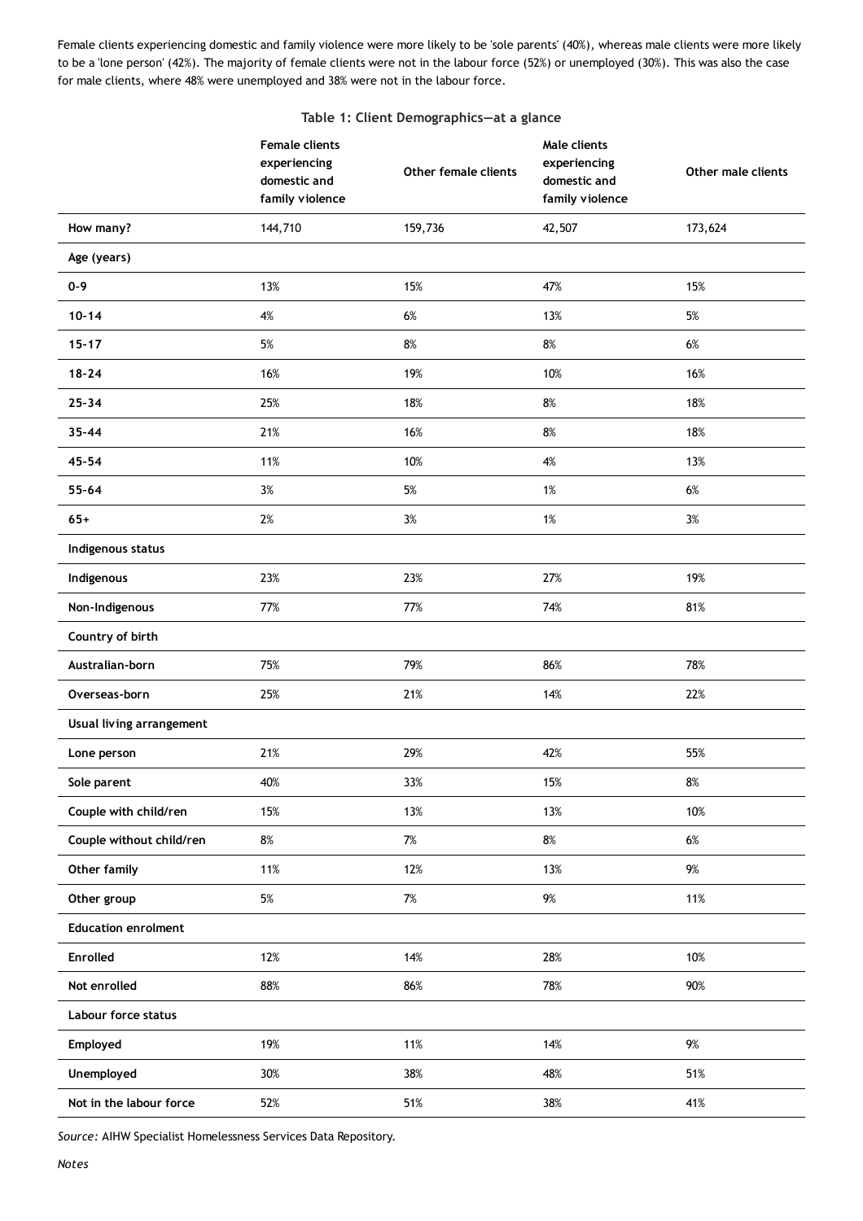Female clients experiencing domestic and family violence were more likely to be 'sole parents' (40%), whereas male clients were more likely to be a 'lone person' (42%). The majority of female clients were not in the labour force (52%) or unemployed (30%). This was also the case for male clients, where 48% were unemployed and 38% were not in the labour force.

**Table 1: Client Demographics—at a glance**

| | Female clients experiencing domestic and family violence | Other female clients | Male clients experiencing domestic and family violence | Other male clients |
|---|---|---|---|---|
| **How many?** | 144,710 | 159,736 | 42,507 | 173,624 |
| **Age (years)** | | | | |
| **0–9** | 13% | 15% | 47% | 15% |
| **10–14** | 4% | 6% | 13% | 5% |
| **15–17** | 5% | 8% | 8% | 6% |
| **18–24** | 16% | 19% | 10% | 16% |
| **25–34** | 25% | 18% | 8% | 18% |
| **35–44** | 21% | 16% | 8% | 18% |
| **45–54** | 11% | 10% | 4% | 13% |
| **55–64** | 3% | 5% | 1% | 6% |
| **65+** | 2% | 3% | 1% | 3% |
| **Indigenous status** | | | | |
| **Indigenous** | 23% | 23% | 27% | 19% |
| **Non-Indigenous** | 77% | 77% | 74% | 81% |
| **Country of birth** | | | | |
| **Australian-born** | 75% | 79% | 86% | 78% |
| **Overseas-born** | 25% | 21% | 14% | 22% |
| **Usual living arrangement** | | | | |
| **Lone person** | 21% | 29% | 42% | 55% |
| **Sole parent** | 40% | 33% | 15% | 8% |
| **Couple with child/ren** | 15% | 13% | 13% | 10% |
| **Couple without child/ren** | 8% | 7% | 8% | 6% |
| **Other family** | 11% | 12% | 13% | 9% |
| **Other group** | 5% | 7% | 9% | 11% |
| **Education enrolment** | | | | |
| **Enrolled** | 12% | 14% | 28% | 10% |
| **Not enrolled** | 88% | 86% | 78% | 90% |
| **Labour force status** | | | | |
| **Employed** | 19% | 11% | 14% | 9% |
| **Unemployed** | 30% | 38% | 48% | 51% |
| **Not in the labour force** | 52% | 51% | 38% | 41% |

*Source:* AIHW Specialist Homelessness Services Data Repository.

*Notes*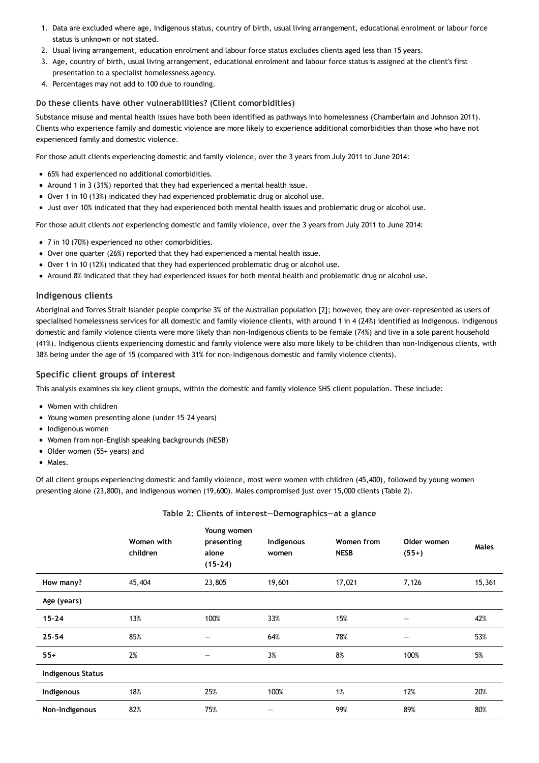1. Data are excluded where age, Indigenous status, country of birth, usual living arrangement, educational enrolment or labour force status is unknown or not stated.
2. Usual living arrangement, education enrolment and labour force status excludes clients aged less than 15 years.
3. Age, country of birth, usual living arrangement, educational enrolment and labour force status is assigned at the client's first presentation to a specialist homelessness agency.
4. Percentages may not add to 100 due to rounding.

#### Do these clients have other vulnerabilities? (Client comorbidities)

Substance misuse and mental health issues have both been identified as pathways into homelessness (Chamberlain and Johnson 2011). Clients who experience family and domestic violence are more likely to experience additional comorbidities than those who have not experienced family and domestic violence.

For those adult clients experiencing domestic and family violence, over the 3 years from July 2011 to June 2014:

- 65% had experienced no additional comorbidities.
- Around 1 in 3 (31%) reported that they had experienced a mental health issue.
- Over 1 in 10 (13%) indicated they had experienced problematic drug or alcohol use.
- Just over 10% indicated that they had experienced both mental health issues and problematic drug or alcohol use.

For those adult clients *not* experiencing domestic and family violence, over the 3 years from July 2011 to June 2014:

- 7 in 10 (70%) experienced no other comorbidities.
- Over one quarter (26%) reported that they had experienced a mental health issue.
- Over 1 in 10 (12%) indicated that they had experienced problematic drug or alcohol use.
- Around 8% indicated that they had experienced issues for both mental health and problematic drug or alcohol use.

### Indigenous clients

Aboriginal and Torres Strait Islander people comprise 3% of the Australian population [2]; however, they are over-represented as users of specialised homelessness services for all domestic and family violence clients, with around 1 in 4 (24%) identified as Indigenous. Indigenous domestic and family violence clients were more likely than non-Indigenous clients to be female (74%) and live in a sole parent household (41%). Indigenous clients experiencing domestic and family violence were also more likely to be children than non-Indigenous clients, with 38% being under the age of 15 (compared with 31% for non-Indigenous domestic and family violence clients).

### Specific client groups of interest

This analysis examines six key client groups, within the domestic and family violence SHS client population. These include:

- Women with children
- Young women presenting alone (under 15–24 years)
- Indigenous women
- Women from non-English speaking backgrounds (NESB)
- Older women (55+ years) and
- Males.

Of all client groups experiencing domestic and family violence, most were women with children (45,400), followed by young women presenting alone (23,800), and Indigenous women (19,600). Males compromised just over 15,000 clients (Table 2).

**Table 2: Clients of interest—Demographics—at a glance**

| | Women with children | Young women presenting alone (15-24) | Indigenous women | Women from NESB | Older women (55+) | Males |
|---|---|---|---|---|---|---|
| **How many?** | 45,404 | 23,805 | 19,601 | 17,021 | 7,126 | 15,361 |
| **Age (years)** | | | | | | |
| **15-24** | 13% | 100% | 33% | 15% | — | 42% |
| **25-54** | 85% | — | 64% | 78% | — | 53% |
| **55+** | 2% | — | 3% | 8% | 100% | 5% |
| **Indigenous Status** | | | | | | |
| **Indigenous** | 18% | 25% | 100% | 1% | 12% | 20% |
| **Non-Indigenous** | 82% | 75% | — | 99% | 89% | 80% |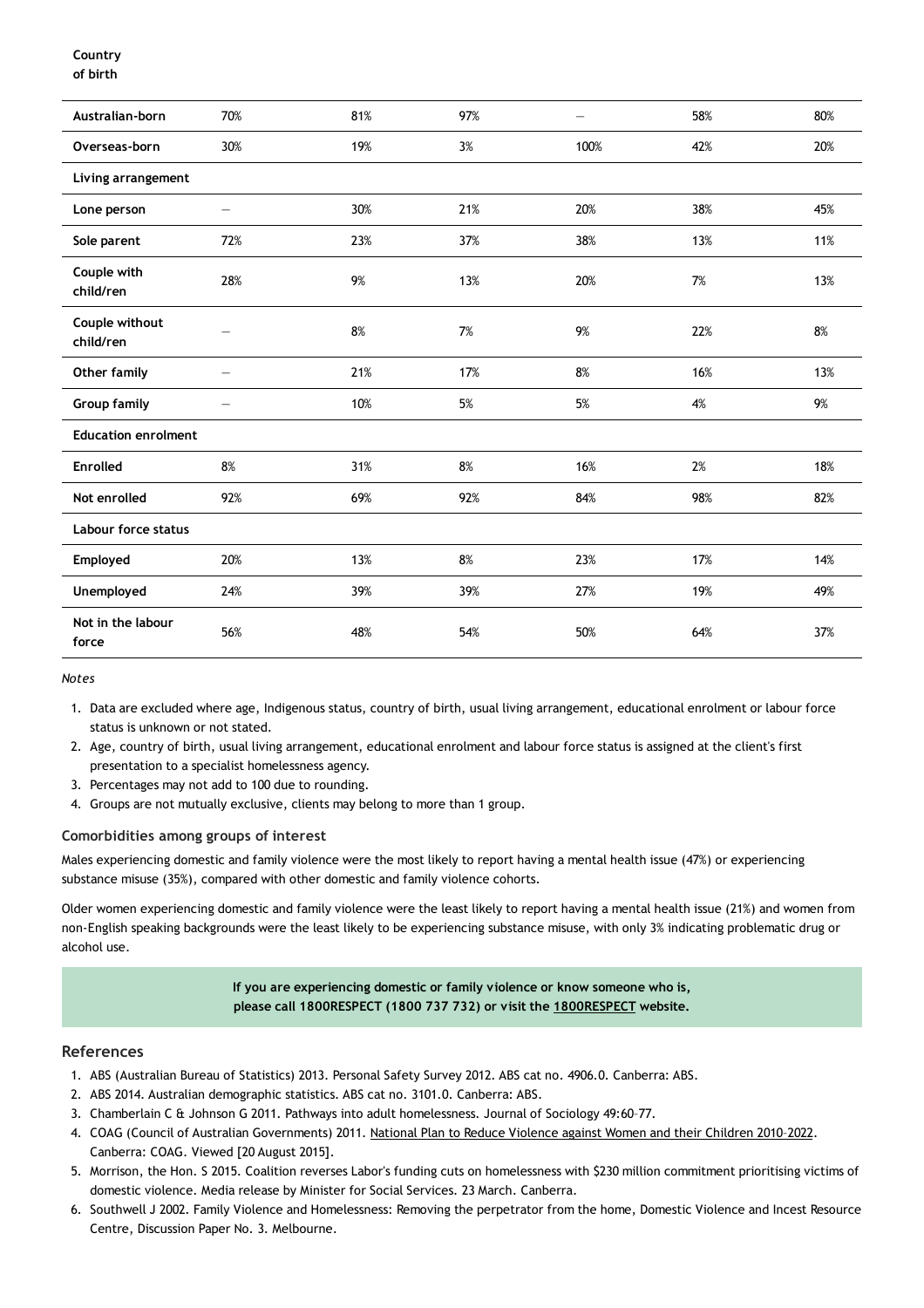| Country of birth | | | | | | |
|---|---|---|---|---|---|---|
| **Australian-born** | 70% | 81% | 97% | — | 58% | 80% |
| **Overseas-born** | 30% | 19% | 3% | 100% | 42% | 20% |
| **Living arrangement** | | | | | | |
| **Lone person** | — | 30% | 21% | 20% | 38% | 45% |
| **Sole parent** | 72% | 23% | 37% | 38% | 13% | 11% |
| **Couple with child/ren** | 28% | 9% | 13% | 20% | 7% | 13% |
| **Couple without child/ren** | — | 8% | 7% | 9% | 22% | 8% |
| **Other family** | — | 21% | 17% | 8% | 16% | 13% |
| **Group family** | — | 10% | 5% | 5% | 4% | 9% |
| **Education enrolment** | | | | | | |
| **Enrolled** | 8% | 31% | 8% | 16% | 2% | 18% |
| **Not enrolled** | 92% | 69% | 92% | 84% | 98% | 82% |
| **Labour force status** | | | | | | |
| **Employed** | 20% | 13% | 8% | 23% | 17% | 14% |
| **Unemployed** | 24% | 39% | 39% | 27% | 19% | 49% |
| **Not in the labour force** | 56% | 48% | 54% | 50% | 64% | 37% |

*Notes*

1. Data are excluded where age, Indigenous status, country of birth, usual living arrangement, educational enrolment or labour force status is unknown or not stated.
2. Age, country of birth, usual living arrangement, educational enrolment and labour force status is assigned at the client's first presentation to a specialist homelessness agency.
3. Percentages may not add to 100 due to rounding.
4. Groups are not mutually exclusive, clients may belong to more than 1 group.

### Comorbidities among groups of interest

Males experiencing domestic and family violence were the most likely to report having a mental health issue (47%) or experiencing substance misuse (35%), compared with other domestic and family violence cohorts.

Older women experiencing domestic and family violence were the least likely to report having a mental health issue (21%) and women from non-English speaking backgrounds were the least likely to be experiencing substance misuse, with only 3% indicating problematic drug or alcohol use.

**If you are experiencing domestic or family violence or know someone who is, please call 1800RESPECT (1800 737 732) or visit the 1800RESPECT website.**

## References

1. ABS (Australian Bureau of Statistics) 2013. Personal Safety Survey 2012. ABS cat no. 4906.0. Canberra: ABS.
2. ABS 2014. Australian demographic statistics. ABS cat no. 3101.0. Canberra: ABS.
3. Chamberlain C & Johnson G 2011. Pathways into adult homelessness. Journal of Sociology 49:60–77.
4. COAG (Council of Australian Governments) 2011. National Plan to Reduce Violence against Women and their Children 2010–2022. Canberra: COAG. Viewed [20 August 2015].
5. Morrison, the Hon. S 2015. Coalition reverses Labor's funding cuts on homelessness with $230 million commitment prioritising victims of domestic violence. Media release by Minister for Social Services. 23 March. Canberra.
6. Southwell J 2002. Family Violence and Homelessness: Removing the perpetrator from the home, Domestic Violence and Incest Resource Centre, Discussion Paper No. 3. Melbourne.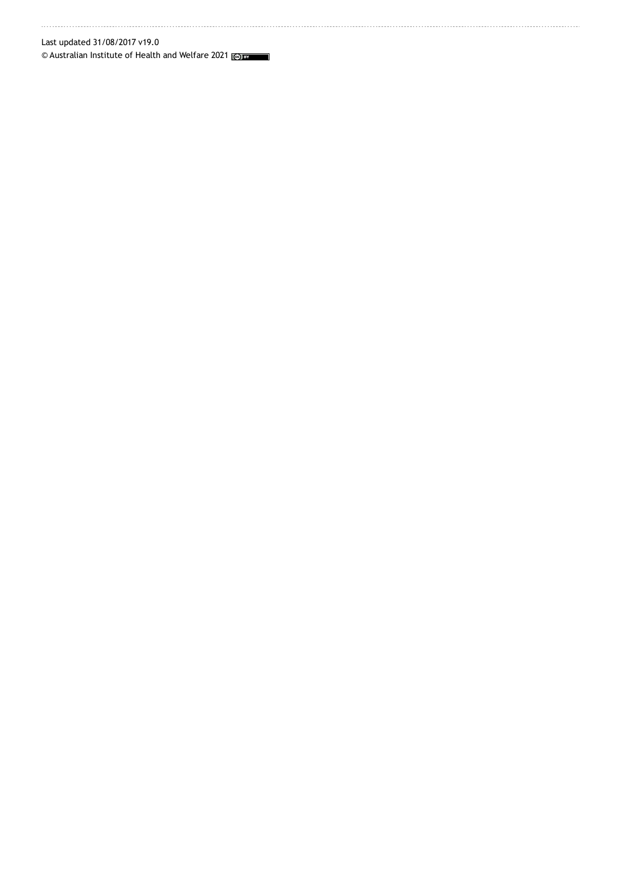Last updated 31/08/2017 v19.0

© Australian Institute of Health and Welfare 2021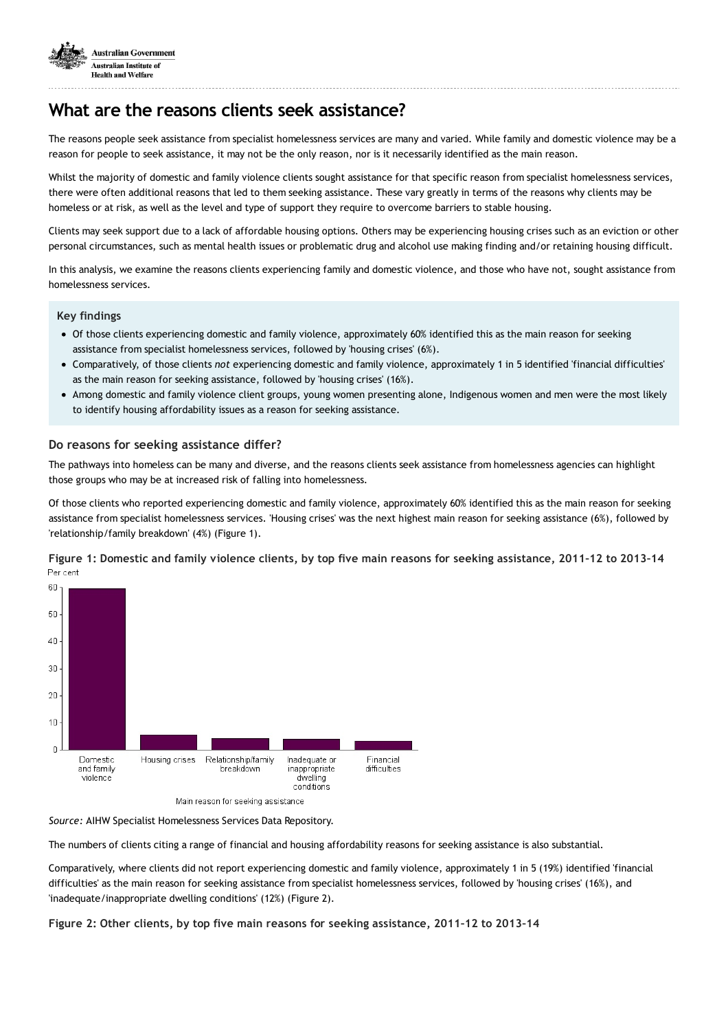# What are the reasons clients seek assistance?

The reasons people seek assistance from specialist homelessness services are many and varied. While family and domestic violence may be a reason for people to seek assistance, it may not be the only reason, nor is it necessarily identified as the main reason.

Whilst the majority of domestic and family violence clients sought assistance for that specific reason from specialist homelessness services, there were often additional reasons that led to them seeking assistance. These vary greatly in terms of the reasons why clients may be homeless or at risk, as well as the level and type of support they require to overcome barriers to stable housing.

Clients may seek support due to a lack of affordable housing options. Others may be experiencing housing crises such as an eviction or other personal circumstances, such as mental health issues or problematic drug and alcohol use making finding and/or retaining housing difficult.

In this analysis, we examine the reasons clients experiencing family and domestic violence, and those who have not, sought assistance from homelessness services.

**Key findings**

- Of those clients experiencing domestic and family violence, approximately 60% identified this as the main reason for seeking assistance from specialist homelessness services, followed by 'housing crises' (6%).
- Comparatively, of those clients *not* experiencing domestic and family violence, approximately 1 in 5 identified 'financial difficulties' as the main reason for seeking assistance, followed by 'housing crises' (16%).
- Among domestic and family violence client groups, young women presenting alone, Indigenous women and men were the most likely to identify housing affordability issues as a reason for seeking assistance.

### Do reasons for seeking assistance differ?

The pathways into homeless can be many and diverse, and the reasons clients seek assistance from homelessness agencies can highlight those groups who may be at increased risk of falling into homelessness.

Of those clients who reported experiencing domestic and family violence, approximately 60% identified this as the main reason for seeking assistance from specialist homelessness services. 'Housing crises' was the next highest main reason for seeking assistance (6%), followed by 'relationship/family breakdown' (4%) (Figure 1).

**Figure 1: Domestic and family violence clients, by top five main reasons for seeking assistance, 2011–12 to 2013–14**

*Source:* AIHW Specialist Homelessness Services Data Repository.

The numbers of clients citing a range of financial and housing affordability reasons for seeking assistance is also substantial.

Comparatively, where clients did not report experiencing domestic and family violence, approximately 1 in 5 (19%) identified 'financial difficulties' as the main reason for seeking assistance from specialist homelessness services, followed by 'housing crises' (16%), and 'inadequate/inappropriate dwelling conditions' (12%) (Figure 2).

**Figure 2: Other clients, by top five main reasons for seeking assistance, 2011–12 to 2013–14**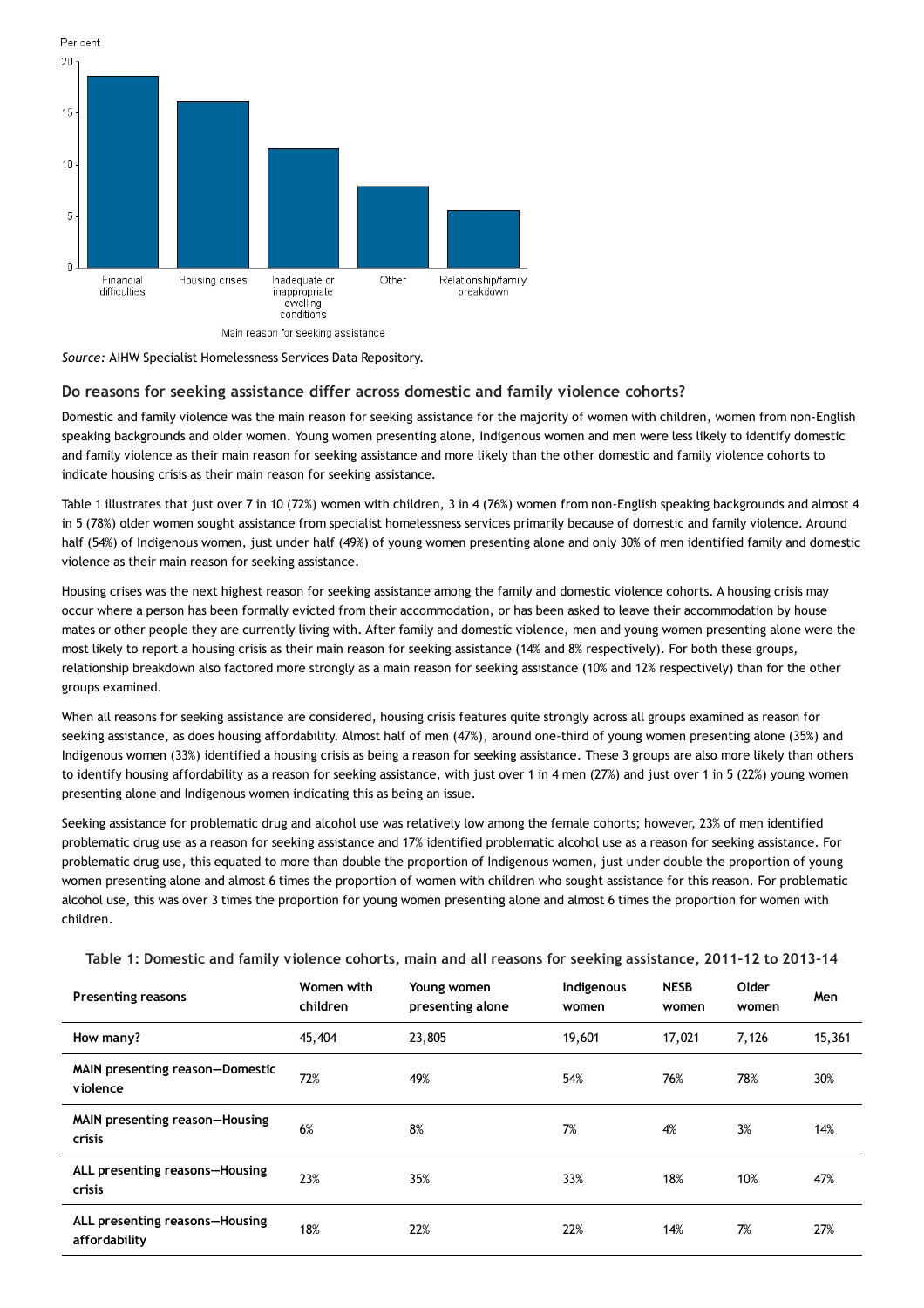Per cent

Main reason for seeking assistance

*Source:* AIHW Specialist Homelessness Services Data Repository.

### Do reasons for seeking assistance differ across domestic and family violence cohorts?

Domestic and family violence was the main reason for seeking assistance for the majority of women with children, women from non-English speaking backgrounds and older women. Young women presenting alone, Indigenous women and men were less likely to identify domestic and family violence as their main reason for seeking assistance and more likely than the other domestic and family violence cohorts to indicate housing crisis as their main reason for seeking assistance.

Table 1 illustrates that just over 7 in 10 (72%) women with children, 3 in 4 (76%) women from non-English speaking backgrounds and almost 4 in 5 (78%) older women sought assistance from specialist homelessness services primarily because of domestic and family violence. Around half (54%) of Indigenous women, just under half (49%) of young women presenting alone and only 30% of men identified family and domestic violence as their main reason for seeking assistance.

Housing crises was the next highest reason for seeking assistance among the family and domestic violence cohorts. A housing crisis may occur where a person has been formally evicted from their accommodation, or has been asked to leave their accommodation by house mates or other people they are currently living with. After family and domestic violence, men and young women presenting alone were the most likely to report a housing crisis as their main reason for seeking assistance (14% and 8% respectively). For both these groups, relationship breakdown also factored more strongly as a main reason for seeking assistance (10% and 12% respectively) than for the other groups examined.

When all reasons for seeking assistance are considered, housing crisis features quite strongly across all groups examined as reason for seeking assistance, as does housing affordability. Almost half of men (47%), around one-third of young women presenting alone (35%) and Indigenous women (33%) identified a housing crisis as being a reason for seeking assistance. These 3 groups are also more likely than others to identify housing affordability as a reason for seeking assistance, with just over 1 in 4 men (27%) and just over 1 in 5 (22%) young women presenting alone and Indigenous women indicating this as being an issue.

Seeking assistance for problematic drug and alcohol use was relatively low among the female cohorts; however, 23% of men identified problematic drug use as a reason for seeking assistance and 17% identified problematic alcohol use as a reason for seeking assistance. For problematic drug use, this equated to more than double the proportion of Indigenous women, just under double the proportion of young women presenting alone and almost 6 times the proportion of women with children who sought assistance for this reason. For problematic alcohol use, this was over 3 times the proportion for young women presenting alone and almost 6 times the proportion for women with children.

**Table 1: Domestic and family violence cohorts, main and all reasons for seeking assistance, 2011–12 to 2013–14**

| Presenting reasons | Women with children | Young women presenting alone | Indigenous women | NESB women | Older women | Men |
|---|---|---|---|---|---|---|
| **How many?** | 45,404 | 23,805 | 19,601 | 17,021 | 7,126 | 15,361 |
| **MAIN presenting reason—Domestic violence** | 72% | 49% | 54% | 76% | 78% | 30% |
| **MAIN presenting reason—Housing crisis** | 6% | 8% | 7% | 4% | 3% | 14% |
| **ALL presenting reasons—Housing crisis** | 23% | 35% | 33% | 18% | 10% | 47% |
| **ALL presenting reasons—Housing affordability** | 18% | 22% | 22% | 14% | 7% | 27% |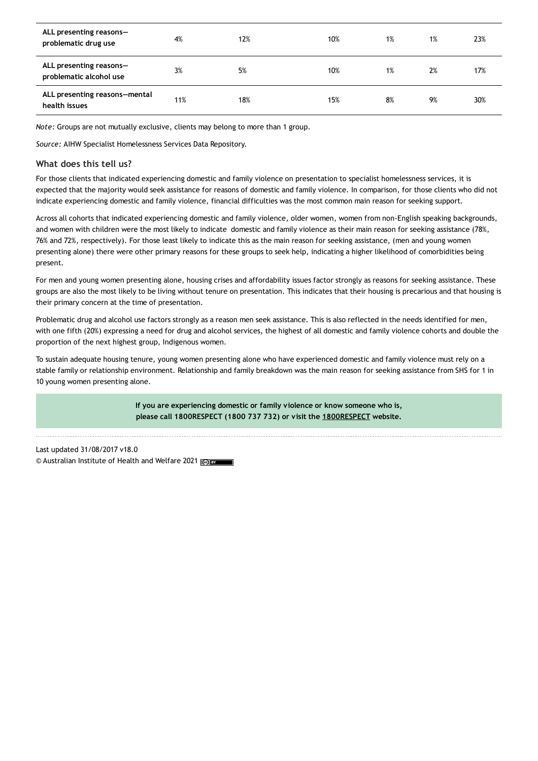| | | | | | | |
|---|---|---|---|---|---|---|
| **ALL presenting reasons—problematic drug use** | 4% | 12% | 10% | 1% | 1% | 23% |
| **ALL presenting reasons—problematic alcohol use** | 3% | 5% | 10% | 1% | 2% | 17% |
| **ALL presenting reasons—mental health issues** | 11% | 18% | 15% | 8% | 9% | 30% |

*Note:* Groups are not mutually exclusive, clients may belong to more than 1 group.

*Source:* AIHW Specialist Homelessness Services Data Repository.

### What does this tell us?

For those clients that indicated experiencing domestic and family violence on presentation to specialist homelessness services, it is expected that the majority would seek assistance for reasons of domestic and family violence. In comparison, for those clients who did not indicate experiencing domestic and family violence, financial difficulties was the most common main reason for seeking support.

Across all cohorts that indicated experiencing domestic and family violence, older women, women from non-English speaking backgrounds, and women with children were the most likely to indicate domestic and family violence as their main reason for seeking assistance (78%, 76% and 72%, respectively). For those least likely to indicate this as the main reason for seeking assistance, (men and young women presenting alone) there were other primary reasons for these groups to seek help, indicating a higher likelihood of comorbidities being present.

For men and young women presenting alone, housing crises and affordability issues factor strongly as reasons for seeking assistance. These groups are also the most likely to be living without tenure on presentation. This indicates that their housing is precarious and that housing is their primary concern at the time of presentation.

Problematic drug and alcohol use factors strongly as a reason men seek assistance. This is also reflected in the needs identified for men, with one fifth (20%) expressing a need for drug and alcohol services, the highest of all domestic and family violence cohorts and double the proportion of the next highest group, Indigenous women.

To sustain adequate housing tenure, young women presenting alone who have experienced domestic and family violence must rely on a stable family or relationship environment. Relationship and family breakdown was the main reason for seeking assistance from SHS for 1 in 10 young women presenting alone.

**If you are experiencing domestic or family violence or know someone who is, please call 1800RESPECT (1800 737 732) or visit the 1800RESPECT website.**

Last updated 31/08/2017 v18.0

© Australian Institute of Health and Welfare 2021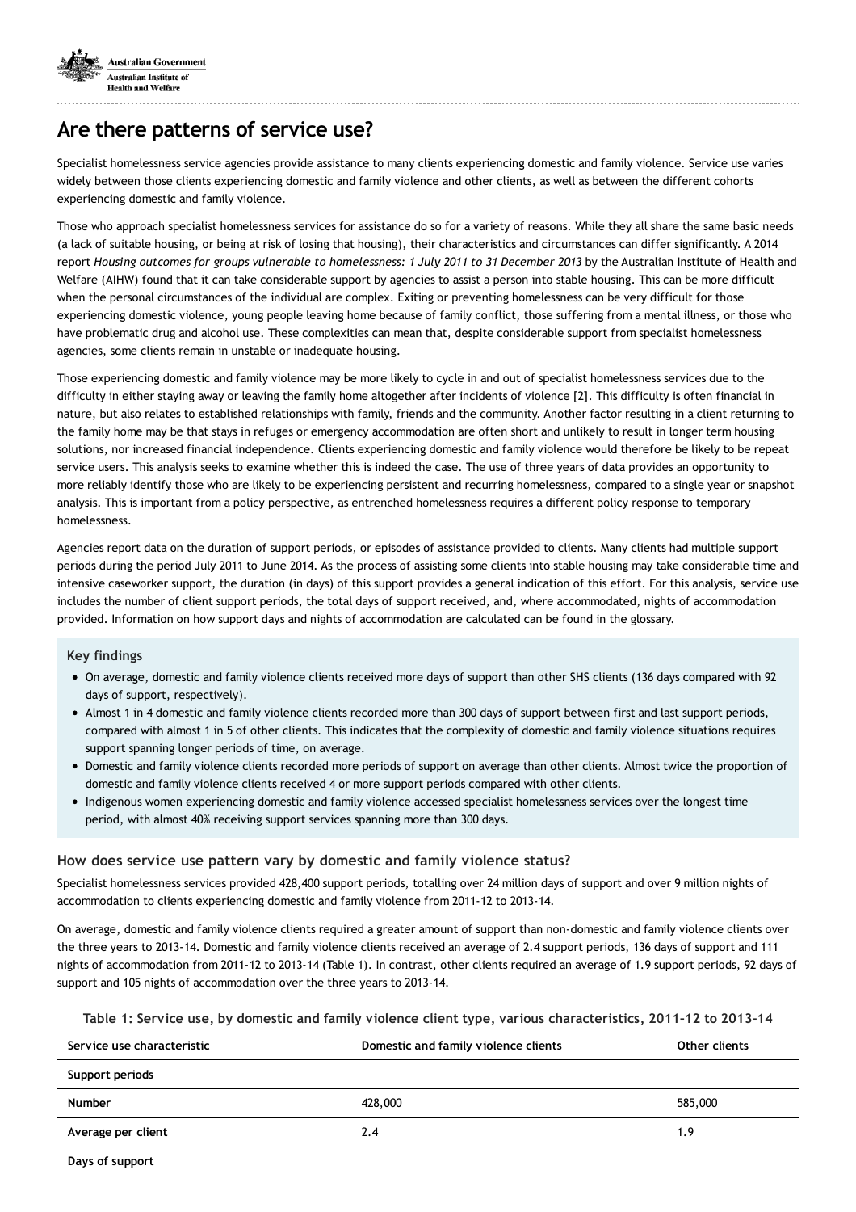## Are there patterns of service use?

Specialist homelessness service agencies provide assistance to many clients experiencing domestic and family violence. Service use varies widely between those clients experiencing domestic and family violence and other clients, as well as between the different cohorts experiencing domestic and family violence.

Those who approach specialist homelessness services for assistance do so for a variety of reasons. While they all share the same basic needs (a lack of suitable housing, or being at risk of losing that housing), their characteristics and circumstances can differ significantly. A 2014 report *Housing outcomes for groups vulnerable to homelessness: 1 July 2011 to 31 December 2013* by the Australian Institute of Health and Welfare (AIHW) found that it can take considerable support by agencies to assist a person into stable housing. This can be more difficult when the personal circumstances of the individual are complex. Exiting or preventing homelessness can be very difficult for those experiencing domestic violence, young people leaving home because of family conflict, those suffering from a mental illness, or those who have problematic drug and alcohol use. These complexities can mean that, despite considerable support from specialist homelessness agencies, some clients remain in unstable or inadequate housing.

Those experiencing domestic and family violence may be more likely to cycle in and out of specialist homelessness services due to the difficulty in either staying away or leaving the family home altogether after incidents of violence [2]. This difficulty is often financial in nature, but also relates to established relationships with family, friends and the community. Another factor resulting in a client returning to the family home may be that stays in refuges or emergency accommodation are often short and unlikely to result in longer term housing solutions, nor increased financial independence. Clients experiencing domestic and family violence would therefore be likely to be repeat service users. This analysis seeks to examine whether this is indeed the case. The use of three years of data provides an opportunity to more reliably identify those who are likely to be experiencing persistent and recurring homelessness, compared to a single year or snapshot analysis. This is important from a policy perspective, as entrenched homelessness requires a different policy response to temporary homelessness.

Agencies report data on the duration of support periods, or episodes of assistance provided to clients. Many clients had multiple support periods during the period July 2011 to June 2014. As the process of assisting some clients into stable housing may take considerable time and intensive caseworker support, the duration (in days) of this support provides a general indication of this effort. For this analysis, service use includes the number of client support periods, the total days of support received, and, where accommodated, nights of accommodation provided. Information on how support days and nights of accommodation are calculated can be found in the glossary.

**Key findings**

- On average, domestic and family violence clients received more days of support than other SHS clients (136 days compared with 92 days of support, respectively).
- Almost 1 in 4 domestic and family violence clients recorded more than 300 days of support between first and last support periods, compared with almost 1 in 5 of other clients. This indicates that the complexity of domestic and family violence situations requires support spanning longer periods of time, on average.
- Domestic and family violence clients recorded more periods of support on average than other clients. Almost twice the proportion of domestic and family violence clients received 4 or more support periods compared with other clients.
- Indigenous women experiencing domestic and family violence accessed specialist homelessness services over the longest time period, with almost 40% receiving support services spanning more than 300 days.

### How does service use pattern vary by domestic and family violence status?

Specialist homelessness services provided 428,400 support periods, totalling over 24 million days of support and over 9 million nights of accommodation to clients experiencing domestic and family violence from 2011-12 to 2013-14.

On average, domestic and family violence clients required a greater amount of support than non-domestic and family violence clients over the three years to 2013-14. Domestic and family violence clients received an average of 2.4 support periods, 136 days of support and 111 nights of accommodation from 2011-12 to 2013-14 (Table 1). In contrast, other clients required an average of 1.9 support periods, 92 days of support and 105 nights of accommodation over the three years to 2013-14.

**Table 1: Service use, by domestic and family violence client type, various characteristics, 2011–12 to 2013–14**

| Service use characteristic | Domestic and family violence clients | Other clients |
|---|---|---|
| **Support periods** | | |
| **Number** | 428,000 | 585,000 |
| **Average per client** | 2.4 | 1.9 |
| **Days of support** | | |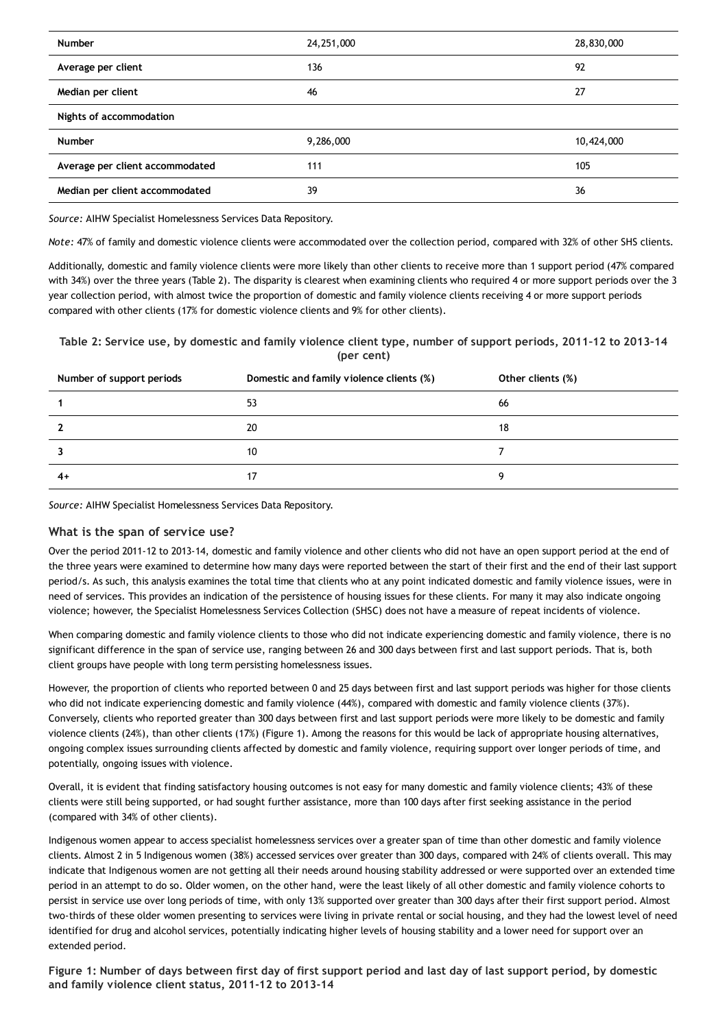| | | |
|---|---|---|
| **Number** | 24,251,000 | 28,830,000 |
| **Average per client** | 136 | 92 |
| **Median per client** | 46 | 27 |
| **Nights of accommodation** | | |
| **Number** | 9,286,000 | 10,424,000 |
| **Average per client accommodated** | 111 | 105 |
| **Median per client accommodated** | 39 | 36 |

*Source:* AIHW Specialist Homelessness Services Data Repository.

*Note:* 47% of family and domestic violence clients were accommodated over the collection period, compared with 32% of other SHS clients.

Additionally, domestic and family violence clients were more likely than other clients to receive more than 1 support period (47% compared with 34%) over the three years (Table 2). The disparity is clearest when examining clients who required 4 or more support periods over the 3 year collection period, with almost twice the proportion of domestic and family violence clients receiving 4 or more support periods compared with other clients (17% for domestic violence clients and 9% for other clients).

**Table 2: Service use, by domestic and family violence client type, number of support periods, 2011–12 to 2013–14 (per cent)**

| Number of support periods | Domestic and family violence clients (%) | Other clients (%) |
|---|---|---|
| 1 | 53 | 66 |
| 2 | 20 | 18 |
| 3 | 10 | 7 |
| 4+ | 17 | 9 |

*Source:* AIHW Specialist Homelessness Services Data Repository.

### What is the span of service use?

Over the period 2011-12 to 2013-14, domestic and family violence and other clients who did not have an open support period at the end of the three years were examined to determine how many days were reported between the start of their first and the end of their last support period/s. As such, this analysis examines the total time that clients who at any point indicated domestic and family violence issues, were in need of services. This provides an indication of the persistence of housing issues for these clients. For many it may also indicate ongoing violence; however, the Specialist Homelessness Services Collection (SHSC) does not have a measure of repeat incidents of violence.

When comparing domestic and family violence clients to those who did not indicate experiencing domestic and family violence, there is no significant difference in the span of service use, ranging between 26 and 300 days between first and last support periods. That is, both client groups have people with long term persisting homelessness issues.

However, the proportion of clients who reported between 0 and 25 days between first and last support periods was higher for those clients who did not indicate experiencing domestic and family violence (44%), compared with domestic and family violence clients (37%). Conversely, clients who reported greater than 300 days between first and last support periods were more likely to be domestic and family violence clients (24%), than other clients (17%) (Figure 1). Among the reasons for this would be lack of appropriate housing alternatives, ongoing complex issues surrounding clients affected by domestic and family violence, requiring support over longer periods of time, and potentially, ongoing issues with violence.

Overall, it is evident that finding satisfactory housing outcomes is not easy for many domestic and family violence clients; 43% of these clients were still being supported, or had sought further assistance, more than 100 days after first seeking assistance in the period (compared with 34% of other clients).

Indigenous women appear to access specialist homelessness services over a greater span of time than other domestic and family violence clients. Almost 2 in 5 Indigenous women (38%) accessed services over greater than 300 days, compared with 24% of clients overall. This may indicate that Indigenous women are not getting all their needs around housing stability addressed or were supported over an extended time period in an attempt to do so. Older women, on the other hand, were the least likely of all other domestic and family violence cohorts to persist in service use over long periods of time, with only 13% supported over greater than 300 days after their first support period. Almost two-thirds of these older women presenting to services were living in private rental or social housing, and they had the lowest level of need identified for drug and alcohol services, potentially indicating higher levels of housing stability and a lower need for support over an extended period.

**Figure 1: Number of days between first day of first support period and last day of last support period, by domestic and family violence client status, 2011–12 to 2013–14**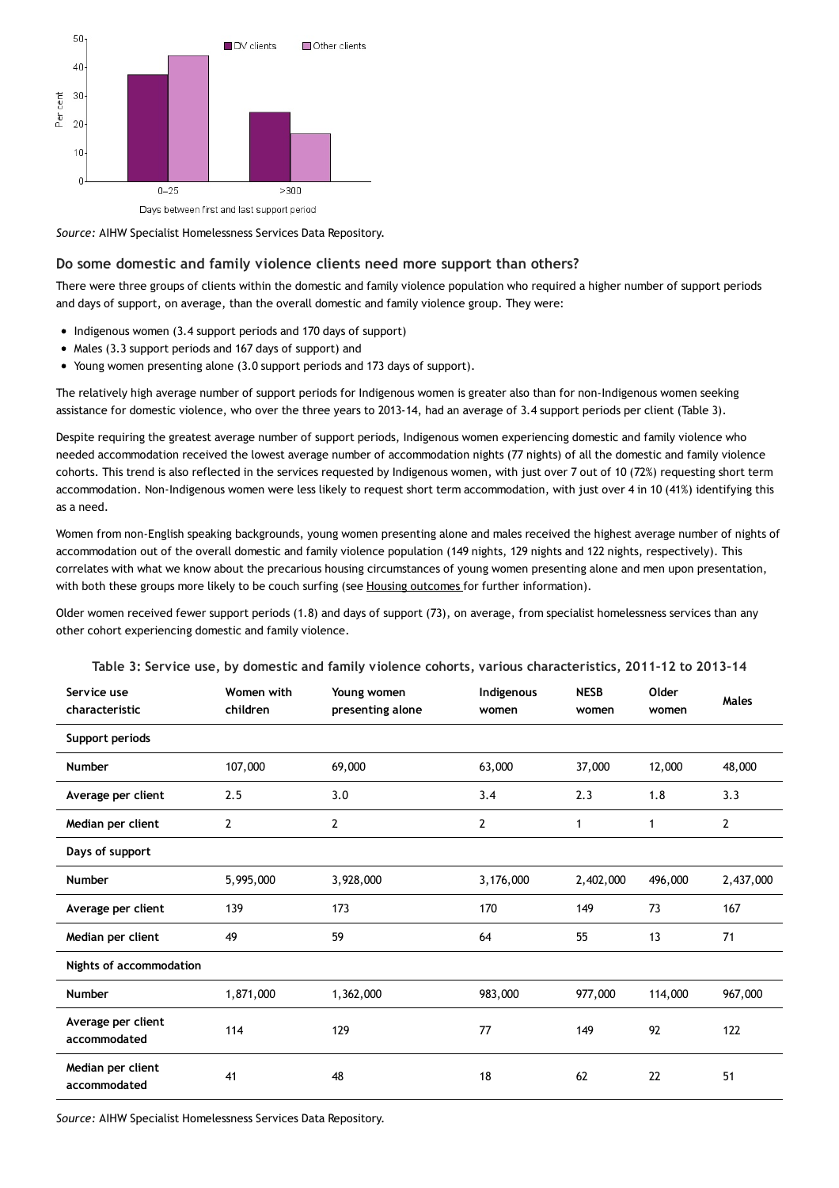Source: AIHW Specialist Homelessness Services Data Repository.

### Do some domestic and family violence clients need more support than others?

There were three groups of clients within the domestic and family violence population who required a higher number of support periods and days of support, on average, than the overall domestic and family violence group. They were:

- Indigenous women (3.4 support periods and 170 days of support)
- Males (3.3 support periods and 167 days of support) and
- Young women presenting alone (3.0 support periods and 173 days of support).

The relatively high average number of support periods for Indigenous women is greater also than for non-Indigenous women seeking assistance for domestic violence, who over the three years to 2013-14, had an average of 3.4 support periods per client (Table 3).

Despite requiring the greatest average number of support periods, Indigenous women experiencing domestic and family violence who needed accommodation received the lowest average number of accommodation nights (77 nights) of all the domestic and family violence cohorts. This trend is also reflected in the services requested by Indigenous women, with just over 7 out of 10 (72%) requesting short term accommodation. Non-Indigenous women were less likely to request short term accommodation, with just over 4 in 10 (41%) identifying this as a need.

Women from non-English speaking backgrounds, young women presenting alone and males received the highest average number of nights of accommodation out of the overall domestic and family violence population (149 nights, 129 nights and 122 nights, respectively). This correlates with what we know about the precarious housing circumstances of young women presenting alone and men upon presentation, with both these groups more likely to be couch surfing (see Housing outcomes for further information).

Older women received fewer support periods (1.8) and days of support (73), on average, from specialist homelessness services than any other cohort experiencing domestic and family violence.

**Table 3: Service use, by domestic and family violence cohorts, various characteristics, 2011–12 to 2013–14**

| Service use characteristic | Women with children | Young women presenting alone | Indigenous women | NESB women | Older women | Males |
|---|---|---|---|---|---|---|
| **Support periods** | | | | | | |
| Number | 107,000 | 69,000 | 63,000 | 37,000 | 12,000 | 48,000 |
| Average per client | 2.5 | 3.0 | 3.4 | 2.3 | 1.8 | 3.3 |
| Median per client | 2 | 2 | 2 | 1 | 1 | 2 |
| **Days of support** | | | | | | |
| Number | 5,995,000 | 3,928,000 | 3,176,000 | 2,402,000 | 496,000 | 2,437,000 |
| Average per client | 139 | 173 | 170 | 149 | 73 | 167 |
| Median per client | 49 | 59 | 64 | 55 | 13 | 71 |
| **Nights of accommodation** | | | | | | |
| Number | 1,871,000 | 1,362,000 | 983,000 | 977,000 | 114,000 | 967,000 |
| Average per client accommodated | 114 | 129 | 77 | 149 | 92 | 122 |
| Median per client accommodated | 41 | 48 | 18 | 62 | 22 | 51 |

*Source:* AIHW Specialist Homelessness Services Data Repository.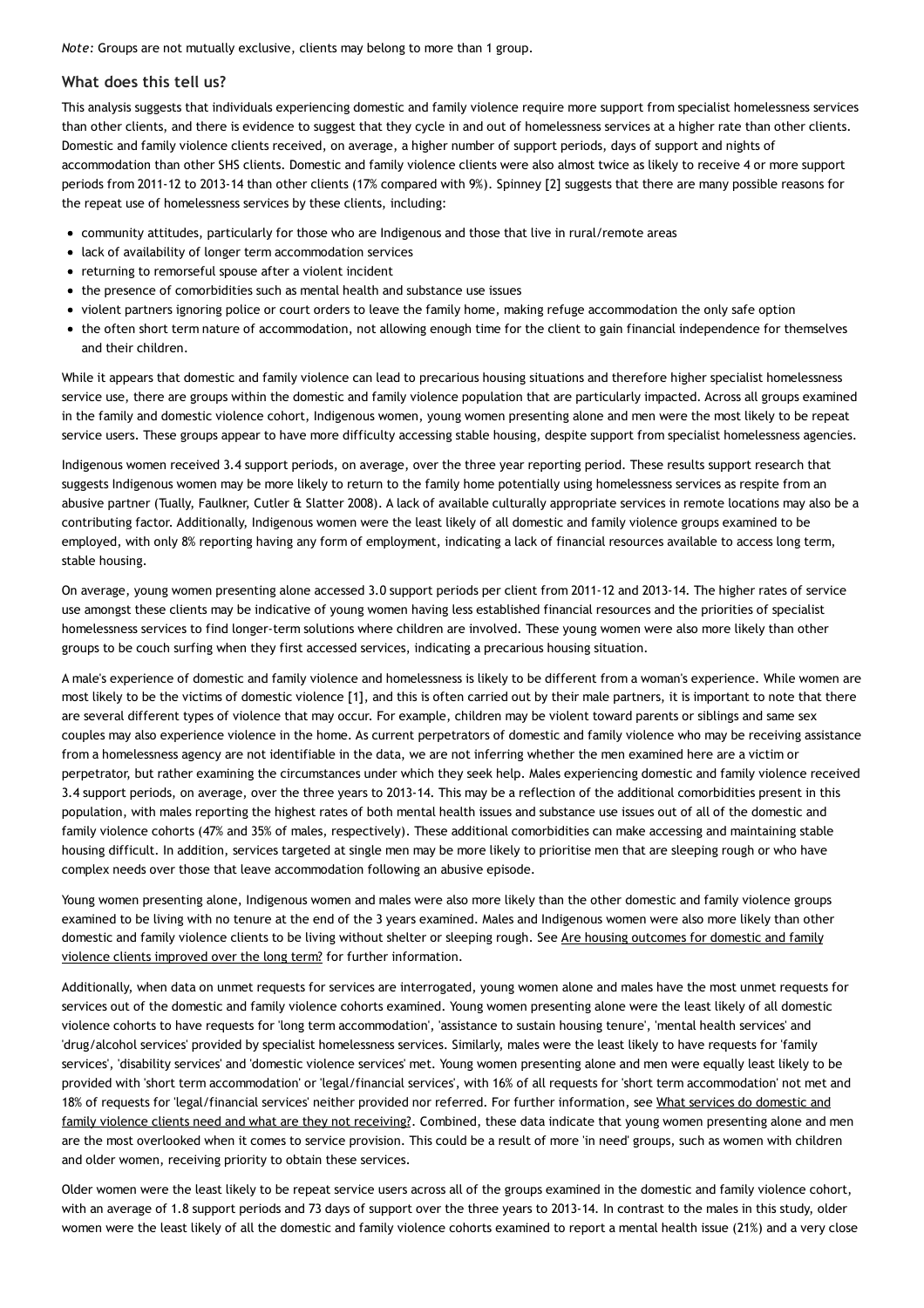*Note:* Groups are not mutually exclusive, clients may belong to more than 1 group.

### What does this tell us?

This analysis suggests that individuals experiencing domestic and family violence require more support from specialist homelessness services than other clients, and there is evidence to suggest that they cycle in and out of homelessness services at a higher rate than other clients. Domestic and family violence clients received, on average, a higher number of support periods, days of support and nights of accommodation than other SHS clients. Domestic and family violence clients were also almost twice as likely to receive 4 or more support periods from 2011-12 to 2013-14 than other clients (17% compared with 9%). Spinney [2] suggests that there are many possible reasons for the repeat use of homelessness services by these clients, including:

- community attitudes, particularly for those who are Indigenous and those that live in rural/remote areas
- lack of availability of longer term accommodation services
- returning to remorseful spouse after a violent incident
- the presence of comorbidities such as mental health and substance use issues
- violent partners ignoring police or court orders to leave the family home, making refuge accommodation the only safe option
- the often short term nature of accommodation, not allowing enough time for the client to gain financial independence for themselves and their children.

While it appears that domestic and family violence can lead to precarious housing situations and therefore higher specialist homelessness service use, there are groups within the domestic and family violence population that are particularly impacted. Across all groups examined in the family and domestic violence cohort, Indigenous women, young women presenting alone and men were the most likely to be repeat service users. These groups appear to have more difficulty accessing stable housing, despite support from specialist homelessness agencies.

Indigenous women received 3.4 support periods, on average, over the three year reporting period. These results support research that suggests Indigenous women may be more likely to return to the family home potentially using homelessness services as respite from an abusive partner (Tually, Faulkner, Cutler & Slatter 2008). A lack of available culturally appropriate services in remote locations may also be a contributing factor. Additionally, Indigenous women were the least likely of all domestic and family violence groups examined to be employed, with only 8% reporting having any form of employment, indicating a lack of financial resources available to access long term, stable housing.

On average, young women presenting alone accessed 3.0 support periods per client from 2011-12 and 2013-14. The higher rates of service use amongst these clients may be indicative of young women having less established financial resources and the priorities of specialist homelessness services to find longer-term solutions where children are involved. These young women were also more likely than other groups to be couch surfing when they first accessed services, indicating a precarious housing situation.

A male's experience of domestic and family violence and homelessness is likely to be different from a woman's experience. While women are most likely to be the victims of domestic violence [1], and this is often carried out by their male partners, it is important to note that there are several different types of violence that may occur. For example, children may be violent toward parents or siblings and same sex couples may also experience violence in the home. As current perpetrators of domestic and family violence who may be receiving assistance from a homelessness agency are not identifiable in the data, we are not inferring whether the men examined here are a victim or perpetrator, but rather examining the circumstances under which they seek help. Males experiencing domestic and family violence received 3.4 support periods, on average, over the three years to 2013-14. This may be a reflection of the additional comorbidities present in this population, with males reporting the highest rates of both mental health issues and substance use issues out of all of the domestic and family violence cohorts (47% and 35% of males, respectively). These additional comorbidities can make accessing and maintaining stable housing difficult. In addition, services targeted at single men may be more likely to prioritise men that are sleeping rough or who have complex needs over those that leave accommodation following an abusive episode.

Young women presenting alone, Indigenous women and males were also more likely than the other domestic and family violence groups examined to be living with no tenure at the end of the 3 years examined. Males and Indigenous women were also more likely than other domestic and family violence clients to be living without shelter or sleeping rough. See Are housing outcomes for domestic and family violence clients improved over the long term? for further information.

Additionally, when data on unmet requests for services are interrogated, young women alone and males have the most unmet requests for services out of the domestic and family violence cohorts examined. Young women presenting alone were the least likely of all domestic violence cohorts to have requests for 'long term accommodation', 'assistance to sustain housing tenure', 'mental health services' and 'drug/alcohol services' provided by specialist homelessness services. Similarly, males were the least likely to have requests for 'family services', 'disability services' and 'domestic violence services' met. Young women presenting alone and men were equally least likely to be provided with 'short term accommodation' or 'legal/financial services', with 16% of all requests for 'short term accommodation' not met and 18% of requests for 'legal/financial services' neither provided nor referred. For further information, see What services do domestic and family violence clients need and what are they not receiving?. Combined, these data indicate that young women presenting alone and men are the most overlooked when it comes to service provision. This could be a result of more 'in need' groups, such as women with children and older women, receiving priority to obtain these services.

Older women were the least likely to be repeat service users across all of the groups examined in the domestic and family violence cohort, with an average of 1.8 support periods and 73 days of support over the three years to 2013-14. In contrast to the males in this study, older women were the least likely of all the domestic and family violence cohorts examined to report a mental health issue (21%) and a very close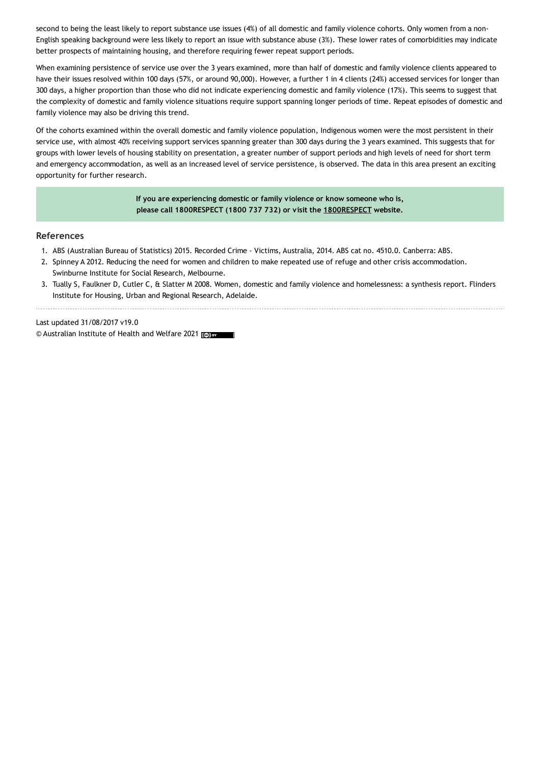second to being the least likely to report substance use issues (4%) of all domestic and family violence cohorts. Only women from a non-English speaking background were less likely to report an issue with substance abuse (3%). These lower rates of comorbidities may indicate better prospects of maintaining housing, and therefore requiring fewer repeat support periods.

When examining persistence of service use over the 3 years examined, more than half of domestic and family violence clients appeared to have their issues resolved within 100 days (57%, or around 90,000). However, a further 1 in 4 clients (24%) accessed services for longer than 300 days, a higher proportion than those who did not indicate experiencing domestic and family violence (17%). This seems to suggest that the complexity of domestic and family violence situations require support spanning longer periods of time. Repeat episodes of domestic and family violence may also be driving this trend.

Of the cohorts examined within the overall domestic and family violence population, Indigenous women were the most persistent in their service use, with almost 40% receiving support services spanning greater than 300 days during the 3 years examined. This suggests that for groups with lower levels of housing stability on presentation, a greater number of support periods and high levels of need for short term and emergency accommodation, as well as an increased level of service persistence, is observed. The data in this area present an exciting opportunity for further research.

**If you are experiencing domestic or family violence or know someone who is, please call 1800RESPECT (1800 737 732) or visit the 1800RESPECT website.**

## References

1. ABS (Australian Bureau of Statistics) 2015. Recorded Crime - Victims, Australia, 2014. ABS cat no. 4510.0. Canberra: ABS.
2. Spinney A 2012. Reducing the need for women and children to make repeated use of refuge and other crisis accommodation. Swinburne Institute for Social Research, Melbourne.
3. Tually S, Faulkner D, Cutler C, & Slatter M 2008. Women, domestic and family violence and homelessness: a synthesis report. Flinders Institute for Housing, Urban and Regional Research, Adelaide.

Last updated 31/08/2017 v19.0
© Australian Institute of Health and Welfare 2021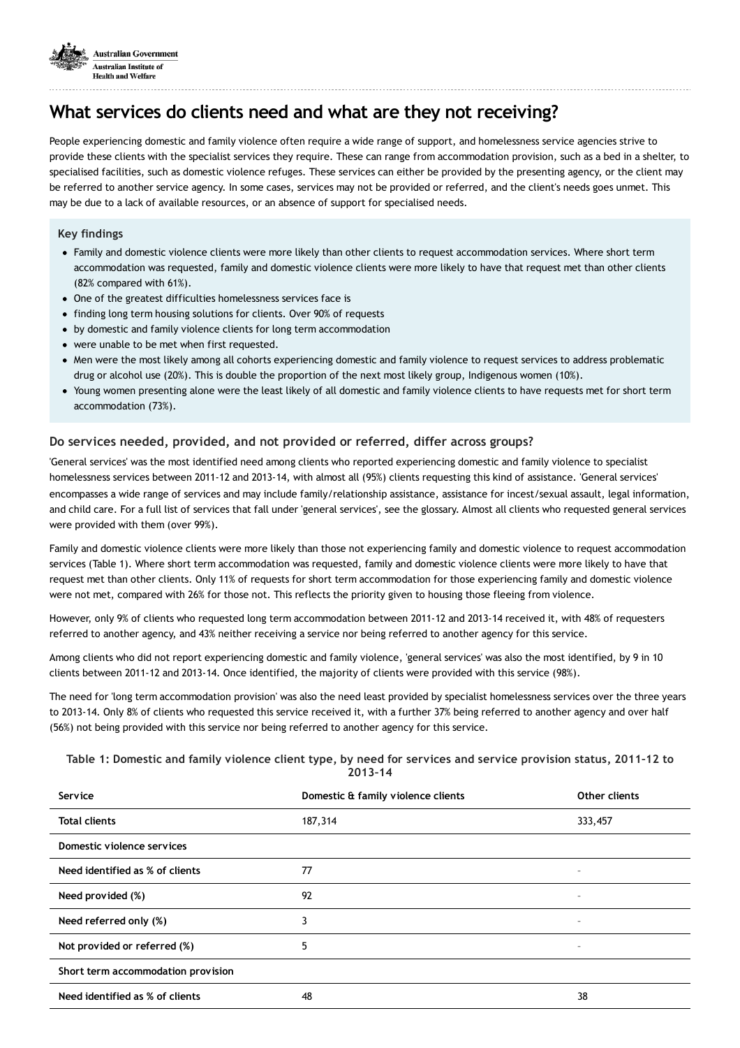# What services do clients need and what are they not receiving?

People experiencing domestic and family violence often require a wide range of support, and homelessness service agencies strive to provide these clients with the specialist services they require. These can range from accommodation provision, such as a bed in a shelter, to specialised facilities, such as domestic violence refuges. These services can either be provided by the presenting agency, or the client may be referred to another service agency. In some cases, services may not be provided or referred, and the client's needs goes unmet. This may be due to a lack of available resources, or an absence of support for specialised needs.

**Key findings**

- Family and domestic violence clients were more likely than other clients to request accommodation services. Where short term accommodation was requested, family and domestic violence clients were more likely to have that request met than other clients (82% compared with 61%).
- One of the greatest difficulties homelessness services face is
- finding long term housing solutions for clients. Over 90% of requests
- by domestic and family violence clients for long term accommodation
- were unable to be met when first requested.
- Men were the most likely among all cohorts experiencing domestic and family violence to request services to address problematic drug or alcohol use (20%). This is double the proportion of the next most likely group, Indigenous women (10%).
- Young women presenting alone were the least likely of all domestic and family violence clients to have requests met for short term accommodation (73%).

### Do services needed, provided, and not provided or referred, differ across groups?

'General services' was the most identified need among clients who reported experiencing domestic and family violence to specialist homelessness services between 2011-12 and 2013-14, with almost all (95%) clients requesting this kind of assistance. 'General services' encompasses a wide range of services and may include family/relationship assistance, assistance for incest/sexual assault, legal information, and child care. For a full list of services that fall under 'general services', see the glossary. Almost all clients who requested general services were provided with them (over 99%).

Family and domestic violence clients were more likely than those not experiencing family and domestic violence to request accommodation services (Table 1). Where short term accommodation was requested, family and domestic violence clients were more likely to have that request met than other clients. Only 11% of requests for short term accommodation for those experiencing family and domestic violence were not met, compared with 26% for those not. This reflects the priority given to housing those fleeing from violence.

However, only 9% of clients who requested long term accommodation between 2011-12 and 2013-14 received it, with 48% of requesters referred to another agency, and 43% neither receiving a service nor being referred to another agency for this service.

Among clients who did not report experiencing domestic and family violence, 'general services' was also the most identified, by 9 in 10 clients between 2011-12 and 2013-14. Once identified, the majority of clients were provided with this service (98%).

The need for 'long term accommodation provision' was also the need least provided by specialist homelessness services over the three years to 2013-14. Only 8% of clients who requested this service received it, with a further 37% being referred to another agency and over half (56%) not being provided with this service nor being referred to another agency for this service.

**Table 1: Domestic and family violence client type, by need for services and service provision status, 2011–12 to 2013–14**

| Service | Domestic & family violence clients | Other clients |
|---|---|---|
| **Total clients** | 187,314 | 333,457 |
| **Domestic violence services** | | |
| **Need identified as % of clients** | 77 | - |
| **Need provided (%)** | 92 | - |
| **Need referred only (%)** | 3 | - |
| **Not provided or referred (%)** | 5 | - |
| **Short term accommodation provision** | | |
| **Need identified as % of clients** | 48 | 38 |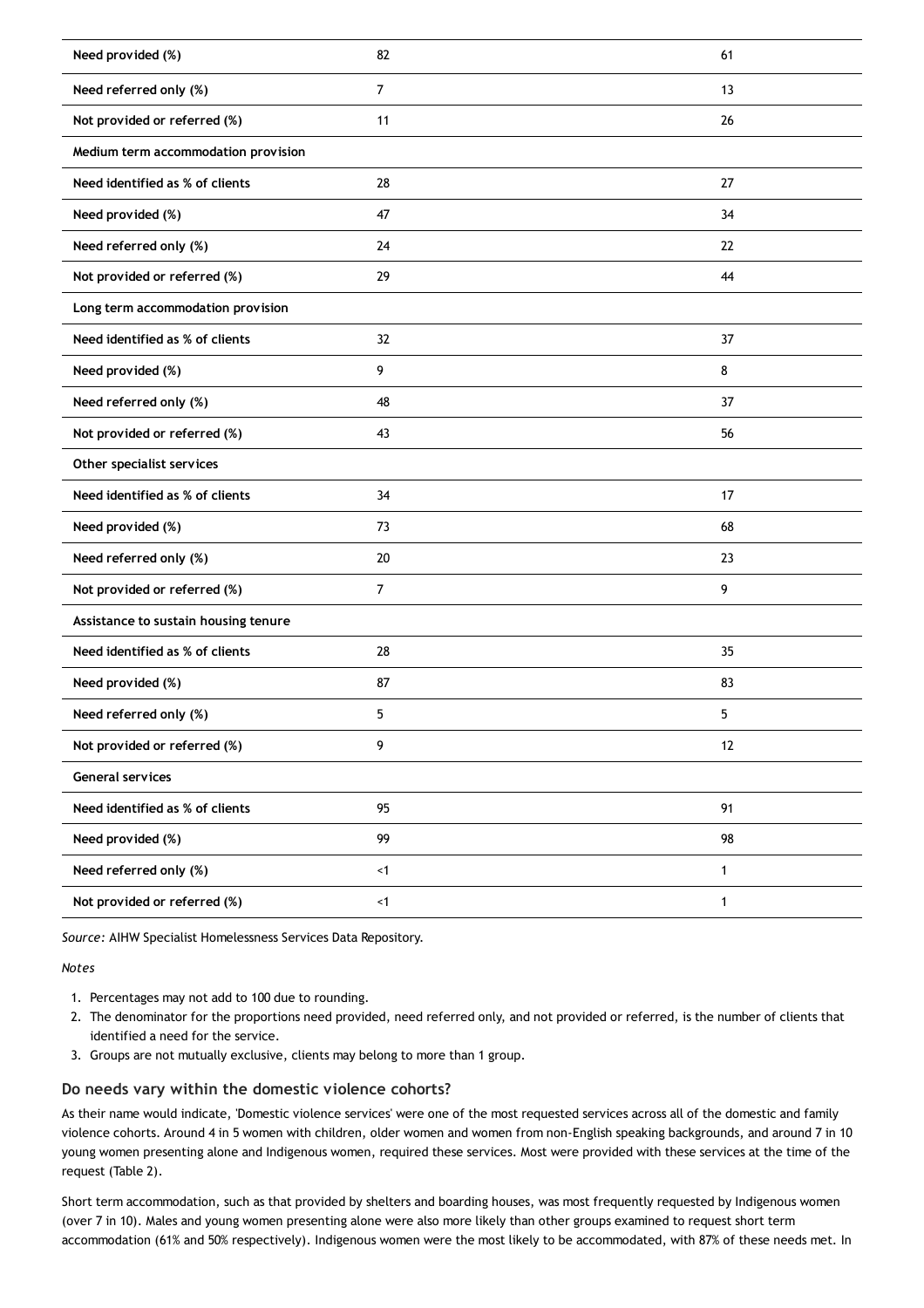| | | |
|---|---|---|
| Need provided (%) | 82 | 61 |
| Need referred only (%) | 7 | 13 |
| Not provided or referred (%) | 11 | 26 |
| **Medium term accommodation provision** | | |
| Need identified as % of clients | 28 | 27 |
| Need provided (%) | 47 | 34 |
| Need referred only (%) | 24 | 22 |
| Not provided or referred (%) | 29 | 44 |
| **Long term accommodation provision** | | |
| Need identified as % of clients | 32 | 37 |
| Need provided (%) | 9 | 8 |
| Need referred only (%) | 48 | 37 |
| Not provided or referred (%) | 43 | 56 |
| **Other specialist services** | | |
| Need identified as % of clients | 34 | 17 |
| Need provided (%) | 73 | 68 |
| Need referred only (%) | 20 | 23 |
| Not provided or referred (%) | 7 | 9 |
| **Assistance to sustain housing tenure** | | |
| Need identified as % of clients | 28 | 35 |
| Need provided (%) | 87 | 83 |
| Need referred only (%) | 5 | 5 |
| Not provided or referred (%) | 9 | 12 |
| **General services** | | |
| Need identified as % of clients | 95 | 91 |
| Need provided (%) | 99 | 98 |
| Need referred only (%) | <1 | 1 |
| Not provided or referred (%) | <1 | 1 |

*Source:* AIHW Specialist Homelessness Services Data Repository.

*Notes*

1. Percentages may not add to 100 due to rounding.
2. The denominator for the proportions need provided, need referred only, and not provided or referred, is the number of clients that identified a need for the service.
3. Groups are not mutually exclusive, clients may belong to more than 1 group.

### Do needs vary within the domestic violence cohorts?

As their name would indicate, 'Domestic violence services' were one of the most requested services across all of the domestic and family violence cohorts. Around 4 in 5 women with children, older women and women from non-English speaking backgrounds, and around 7 in 10 young women presenting alone and Indigenous women, required these services. Most were provided with these services at the time of the request (Table 2).

Short term accommodation, such as that provided by shelters and boarding houses, was most frequently requested by Indigenous women (over 7 in 10). Males and young women presenting alone were also more likely than other groups examined to request short term accommodation (61% and 50% respectively). Indigenous women were the most likely to be accommodated, with 87% of these needs met. In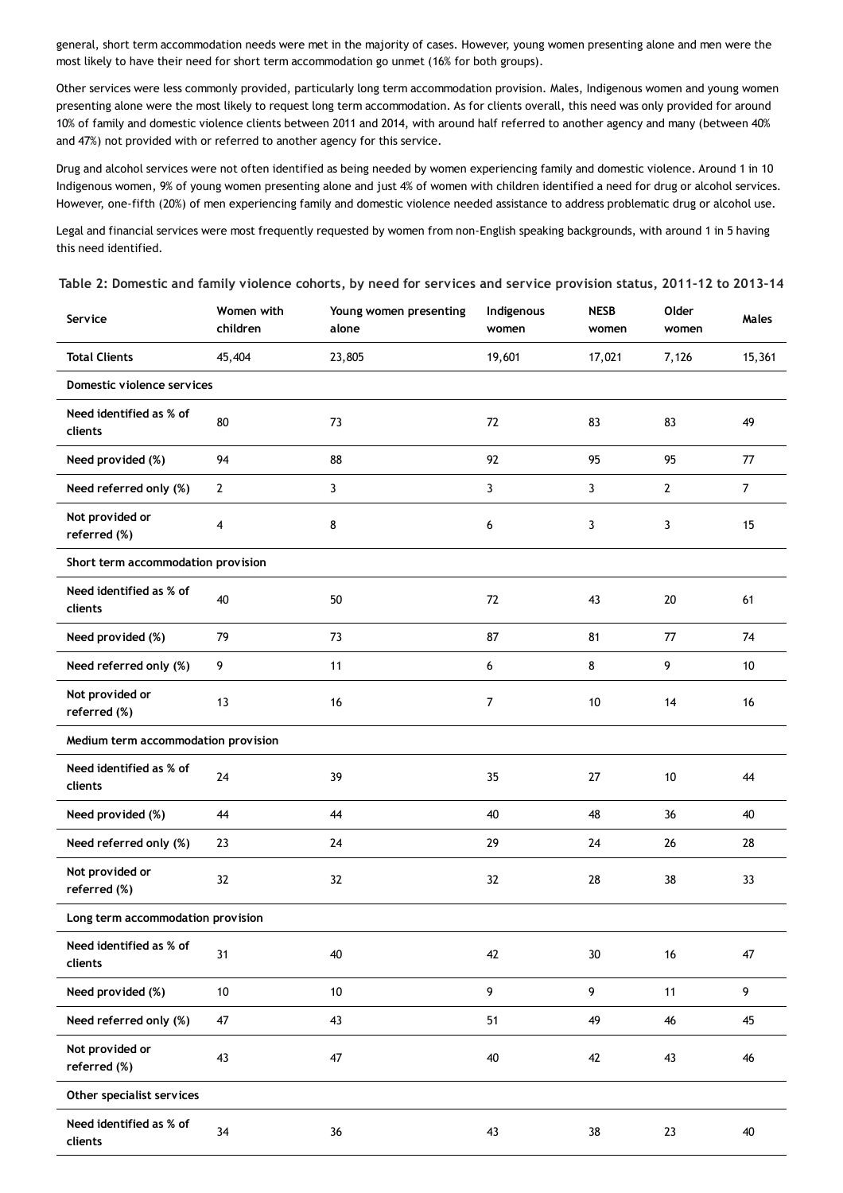general, short term accommodation needs were met in the majority of cases. However, young women presenting alone and men were the most likely to have their need for short term accommodation go unmet (16% for both groups).

Other services were less commonly provided, particularly long term accommodation provision. Males, Indigenous women and young women presenting alone were the most likely to request long term accommodation. As for clients overall, this need was only provided for around 10% of family and domestic violence clients between 2011 and 2014, with around half referred to another agency and many (between 40% and 47%) not provided with or referred to another agency for this service.

Drug and alcohol services were not often identified as being needed by women experiencing family and domestic violence. Around 1 in 10 Indigenous women, 9% of young women presenting alone and just 4% of women with children identified a need for drug or alcohol services. However, one-fifth (20%) of men experiencing family and domestic violence needed assistance to address problematic drug or alcohol use.

Legal and financial services were most frequently requested by women from non-English speaking backgrounds, with around 1 in 5 having this need identified.

**Table 2: Domestic and family violence cohorts, by need for services and service provision status, 2011–12 to 2013–14**

| Service | Women with children | Young women presenting alone | Indigenous women | NESB women | Older women | Males |
|---|---|---|---|---|---|---|
| **Total Clients** | 45,404 | 23,805 | 19,601 | 17,021 | 7,126 | 15,361 |
| **Domestic violence services** | | | | | | |
| **Need identified as % of clients** | 80 | 73 | 72 | 83 | 83 | 49 |
| **Need provided (%)** | 94 | 88 | 92 | 95 | 95 | 77 |
| **Need referred only (%)** | 2 | 3 | 3 | 3 | 2 | 7 |
| **Not provided or referred (%)** | 4 | 8 | 6 | 3 | 3 | 15 |
| **Short term accommodation provision** | | | | | | |
| **Need identified as % of clients** | 40 | 50 | 72 | 43 | 20 | 61 |
| **Need provided (%)** | 79 | 73 | 87 | 81 | 77 | 74 |
| **Need referred only (%)** | 9 | 11 | 6 | 8 | 9 | 10 |
| **Not provided or referred (%)** | 13 | 16 | 7 | 10 | 14 | 16 |
| **Medium term accommodation provision** | | | | | | |
| **Need identified as % of clients** | 24 | 39 | 35 | 27 | 10 | 44 |
| **Need provided (%)** | 44 | 44 | 40 | 48 | 36 | 40 |
| **Need referred only (%)** | 23 | 24 | 29 | 24 | 26 | 28 |
| **Not provided or referred (%)** | 32 | 32 | 32 | 28 | 38 | 33 |
| **Long term accommodation provision** | | | | | | |
| **Need identified as % of clients** | 31 | 40 | 42 | 30 | 16 | 47 |
| **Need provided (%)** | 10 | 10 | 9 | 9 | 11 | 9 |
| **Need referred only (%)** | 47 | 43 | 51 | 49 | 46 | 45 |
| **Not provided or referred (%)** | 43 | 47 | 40 | 42 | 43 | 46 |
| **Other specialist services** | | | | | | |
| **Need identified as % of clients** | 34 | 36 | 43 | 38 | 23 | 40 |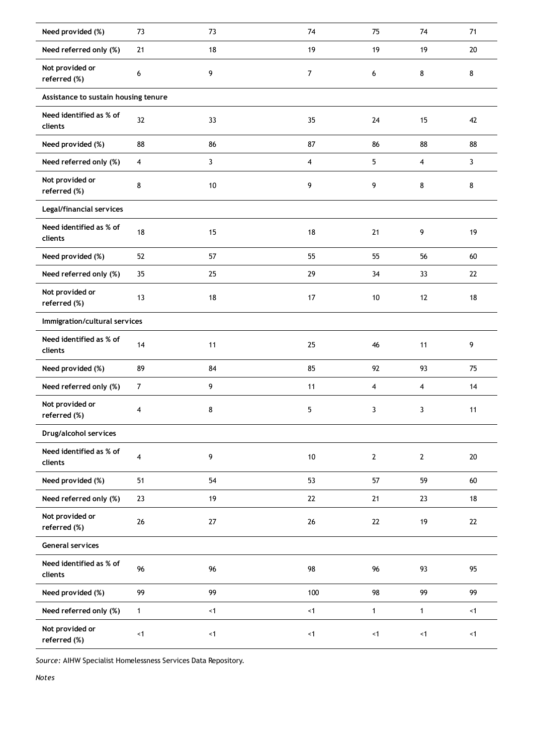| | | | | | | |
|---|---|---|---|---|---|---|
| **Need provided (%)** | 73 | 73 | 74 | 75 | 74 | 71 |
| **Need referred only (%)** | 21 | 18 | 19 | 19 | 19 | 20 |
| **Not provided or referred (%)** | 6 | 9 | 7 | 6 | 8 | 8 |
| **Assistance to sustain housing tenure** | | | | | | |
| **Need identified as % of clients** | 32 | 33 | 35 | 24 | 15 | 42 |
| **Need provided (%)** | 88 | 86 | 87 | 86 | 88 | 88 |
| **Need referred only (%)** | 4 | 3 | 4 | 5 | 4 | 3 |
| **Not provided or referred (%)** | 8 | 10 | 9 | 9 | 8 | 8 |
| **Legal/financial services** | | | | | | |
| **Need identified as % of clients** | 18 | 15 | 18 | 21 | 9 | 19 |
| **Need provided (%)** | 52 | 57 | 55 | 55 | 56 | 60 |
| **Need referred only (%)** | 35 | 25 | 29 | 34 | 33 | 22 |
| **Not provided or referred (%)** | 13 | 18 | 17 | 10 | 12 | 18 |
| **Immigration/cultural services** | | | | | | |
| **Need identified as % of clients** | 14 | 11 | 25 | 46 | 11 | 9 |
| **Need provided (%)** | 89 | 84 | 85 | 92 | 93 | 75 |
| **Need referred only (%)** | 7 | 9 | 11 | 4 | 4 | 14 |
| **Not provided or referred (%)** | 4 | 8 | 5 | 3 | 3 | 11 |
| **Drug/alcohol services** | | | | | | |
| **Need identified as % of clients** | 4 | 9 | 10 | 2 | 2 | 20 |
| **Need provided (%)** | 51 | 54 | 53 | 57 | 59 | 60 |
| **Need referred only (%)** | 23 | 19 | 22 | 21 | 23 | 18 |
| **Not provided or referred (%)** | 26 | 27 | 26 | 22 | 19 | 22 |
| **General services** | | | | | | |
| **Need identified as % of clients** | 96 | 96 | 98 | 96 | 93 | 95 |
| **Need provided (%)** | 99 | 99 | 100 | 98 | 99 | 99 |
| **Need referred only (%)** | 1 | <1 | <1 | 1 | 1 | <1 |
| **Not provided or referred (%)** | <1 | <1 | <1 | <1 | <1 | <1 |

*Source:* AIHW Specialist Homelessness Services Data Repository.

*Notes*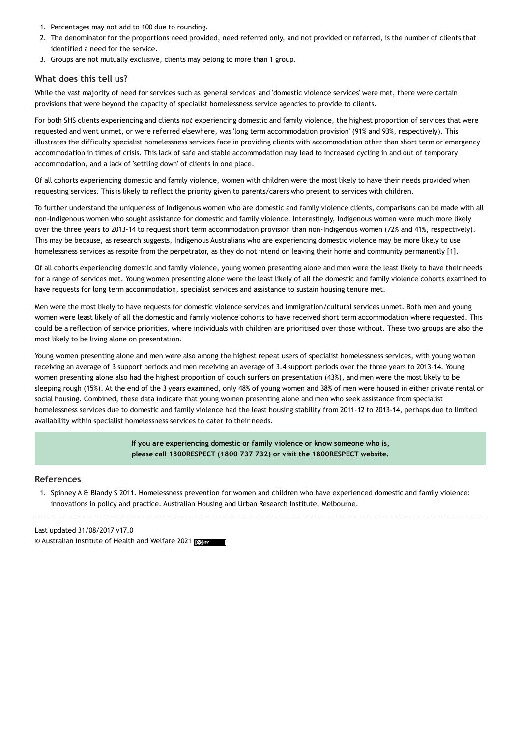1. Percentages may not add to 100 due to rounding.
2. The denominator for the proportions need provided, need referred only, and not provided or referred, is the number of clients that identified a need for the service.
3. Groups are not mutually exclusive, clients may belong to more than 1 group.

### What does this tell us?

While the vast majority of need for services such as 'general services' and 'domestic violence services' were met, there were certain provisions that were beyond the capacity of specialist homelessness service agencies to provide to clients.

For both SHS clients experiencing and clients *not* experiencing domestic and family violence, the highest proportion of services that were requested and went unmet, or were referred elsewhere, was 'long term accommodation provision' (91% and 93%, respectively). This illustrates the difficulty specialist homelessness services face in providing clients with accommodation other than short term or emergency accommodation in times of crisis. This lack of safe and stable accommodation may lead to increased cycling in and out of temporary accommodation, and a lack of 'settling down' of clients in one place.

Of all cohorts experiencing domestic and family violence, women with children were the most likely to have their needs provided when requesting services. This is likely to reflect the priority given to parents/carers who present to services with children.

To further understand the uniqueness of Indigenous women who are domestic and family violence clients, comparisons can be made with all non-Indigenous women who sought assistance for domestic and family violence. Interestingly, Indigenous women were much more likely over the three years to 2013-14 to request short term accommodation provision than non-Indigenous women (72% and 41%, respectively). This may be because, as research suggests, Indigenous Australians who are experiencing domestic violence may be more likely to use homelessness services as respite from the perpetrator, as they do not intend on leaving their home and community permanently [1].

Of all cohorts experiencing domestic and family violence, young women presenting alone and men were the least likely to have their needs for a range of services met. Young women presenting alone were the least likely of all the domestic and family violence cohorts examined to have requests for long term accommodation, specialist services and assistance to sustain housing tenure met.

Men were the most likely to have requests for domestic violence services and immigration/cultural services unmet. Both men and young women were least likely of all the domestic and family violence cohorts to have received short term accommodation where requested. This could be a reflection of service priorities, where individuals with children are prioritised over those without. These two groups are also the most likely to be living alone on presentation.

Young women presenting alone and men were also among the highest repeat users of specialist homelessness services, with young women receiving an average of 3 support periods and men receiving an average of 3.4 support periods over the three years to 2013-14. Young women presenting alone also had the highest proportion of couch surfers on presentation (43%), and men were the most likely to be sleeping rough (15%). At the end of the 3 years examined, only 48% of young women and 38% of men were housed in either private rental or social housing. Combined, these data indicate that young women presenting alone and men who seek assistance from specialist homelessness services due to domestic and family violence had the least housing stability from 2011-12 to 2013-14, perhaps due to limited availability within specialist homelessness services to cater to their needs.

**If you are experiencing domestic or family violence or know someone who is, please call 1800RESPECT (1800 737 732) or visit the 1800RESPECT website.**

## References

1. Spinney A & Blandy S 2011. Homelessness prevention for women and children who have experienced domestic and family violence: innovations in policy and practice. Australian Housing and Urban Research Institute, Melbourne.

Last updated 31/08/2017 v17.0
© Australian Institute of Health and Welfare 2021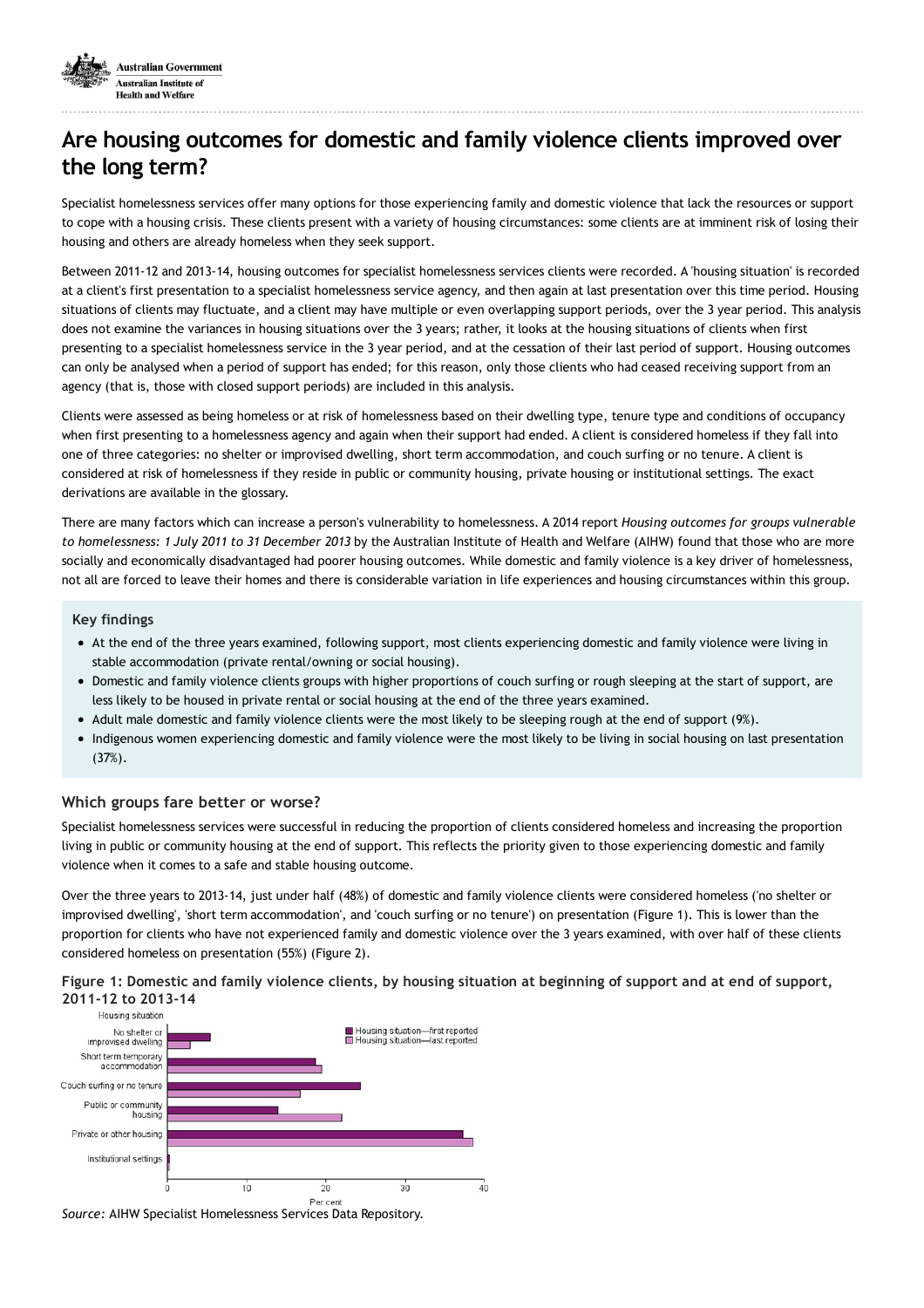# Are housing outcomes for domestic and family violence clients improved over the long term?

Specialist homelessness services offer many options for those experiencing family and domestic violence that lack the resources or support to cope with a housing crisis. These clients present with a variety of housing circumstances: some clients are at imminent risk of losing their housing and others are already homeless when they seek support.

Between 2011-12 and 2013-14, housing outcomes for specialist homelessness services clients were recorded. A 'housing situation' is recorded at a client's first presentation to a specialist homelessness service agency, and then again at last presentation over this time period. Housing situations of clients may fluctuate, and a client may have multiple or even overlapping support periods, over the 3 year period. This analysis does not examine the variances in housing situations over the 3 years; rather, it looks at the housing situations of clients when first presenting to a specialist homelessness service in the 3 year period, and at the cessation of their last period of support. Housing outcomes can only be analysed when a period of support has ended; for this reason, only those clients who had ceased receiving support from an agency (that is, those with closed support periods) are included in this analysis.

Clients were assessed as being homeless or at risk of homelessness based on their dwelling type, tenure type and conditions of occupancy when first presenting to a homelessness agency and again when their support had ended. A client is considered homeless if they fall into one of three categories: no shelter or improvised dwelling, short term accommodation, and couch surfing or no tenure. A client is considered at risk of homelessness if they reside in public or community housing, private housing or institutional settings. The exact derivations are available in the glossary.

There are many factors which can increase a person's vulnerability to homelessness. A 2014 report *Housing outcomes for groups vulnerable to homelessness: 1 July 2011 to 31 December 2013* by the Australian Institute of Health and Welfare (AIHW) found that those who are more socially and economically disadvantaged had poorer housing outcomes. While domestic and family violence is a key driver of homelessness, not all are forced to leave their homes and there is considerable variation in life experiences and housing circumstances within this group.

### Key findings

- At the end of the three years examined, following support, most clients experiencing domestic and family violence were living in stable accommodation (private rental/owning or social housing).
- Domestic and family violence clients groups with higher proportions of couch surfing or rough sleeping at the start of support, are less likely to be housed in private rental or social housing at the end of the three years examined.
- Adult male domestic and family violence clients were the most likely to be sleeping rough at the end of support (9%).
- Indigenous women experiencing domestic and family violence were the most likely to be living in social housing on last presentation (37%).

### Which groups fare better or worse?

Specialist homelessness services were successful in reducing the proportion of clients considered homeless and increasing the proportion living in public or community housing at the end of support. This reflects the priority given to those experiencing domestic and family violence when it comes to a safe and stable housing outcome.

Over the three years to 2013-14, just under half (48%) of domestic and family violence clients were considered homeless ('no shelter or improvised dwelling', 'short term accommodation', and 'couch surfing or no tenure') on presentation (Figure 1). This is lower than the proportion for clients who have not experienced family and domestic violence over the 3 years examined, with over half of these clients considered homeless on presentation (55%) (Figure 2).

**Figure 1: Domestic and family violence clients, by housing situation at beginning of support and at end of support, 2011-12 to 2013-14**

*Source:* AIHW Specialist Homelessness Services Data Repository.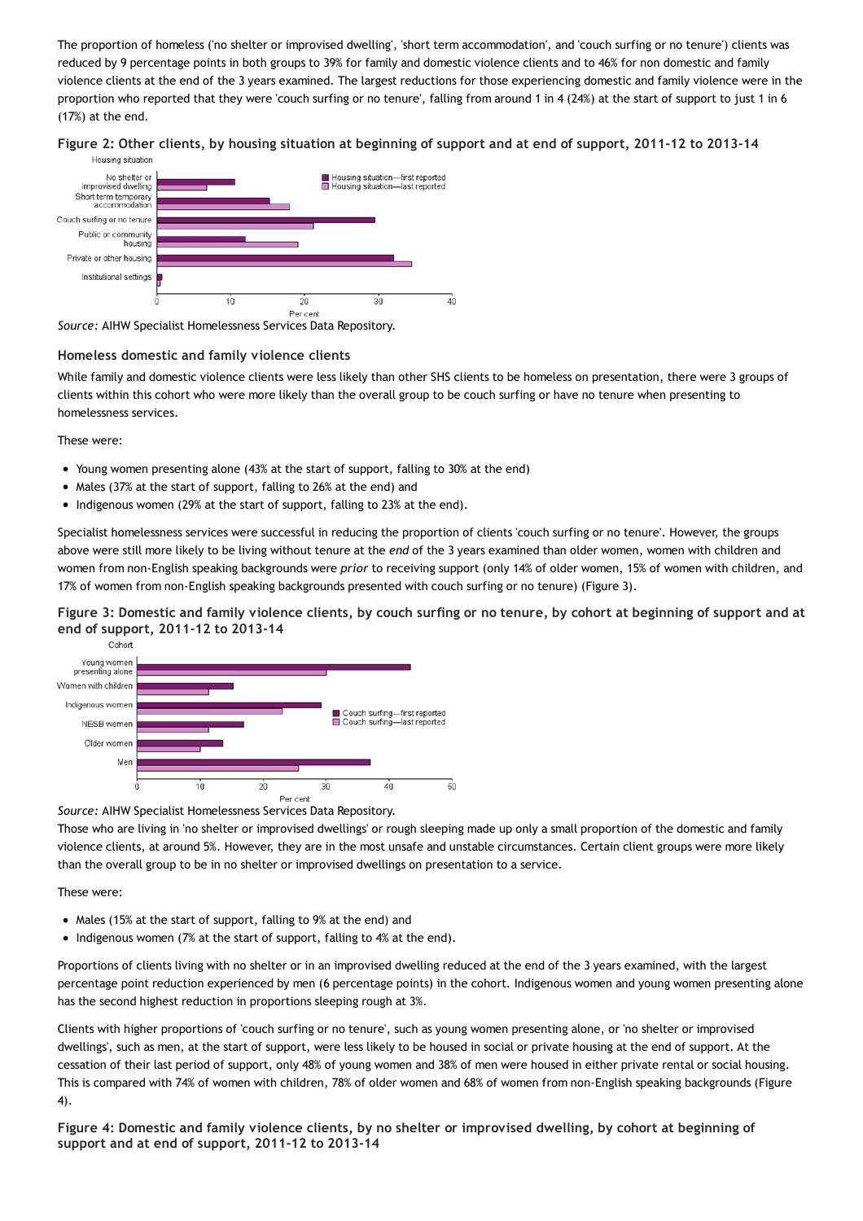The proportion of homeless ('no shelter or improvised dwelling', 'short term accommodation', and 'couch surfing or no tenure') clients was reduced by 9 percentage points in both groups to 39% for family and domestic violence clients and to 46% for non domestic and family violence clients at the end of the 3 years examined. The largest reductions for those experiencing domestic and family violence were in the proportion who reported that they were 'couch surfing or no tenure', falling from around 1 in 4 (24%) at the start of support to just 1 in 6 (17%) at the end.

**Figure 2: Other clients, by housing situation at beginning of support and at end of support, 2011-12 to 2013-14**

*Source:* AIHW Specialist Homelessness Services Data Repository.

### Homeless domestic and family violence clients

While family and domestic violence clients were less likely than other SHS clients to be homeless on presentation, there were 3 groups of clients within this cohort who were more likely than the overall group to be couch surfing or have no tenure when presenting to homelessness services.

These were:

- Young women presenting alone (43% at the start of support, falling to 30% at the end)
- Males (37% at the start of support, falling to 26% at the end) and
- Indigenous women (29% at the start of support, falling to 23% at the end).

Specialist homelessness services were successful in reducing the proportion of clients 'couch surfing or no tenure'. However, the groups above were still more likely to be living without tenure at the *end* of the 3 years examined than older women, women with children and women from non-English speaking backgrounds were *prior* to receiving support (only 14% of older women, 15% of women with children, and 17% of women from non-English speaking backgrounds presented with couch surfing or no tenure) (Figure 3).

**Figure 3: Domestic and family violence clients, by couch surfing or no tenure, by cohort at beginning of support and at end of support, 2011-12 to 2013-14**

*Source:* AIHW Specialist Homelessness Services Data Repository.

Those who are living in 'no shelter or improvised dwellings' or rough sleeping made up only a small proportion of the domestic and family violence clients, at around 5%. However, they are in the most unsafe and unstable circumstances. Certain client groups were more likely than the overall group to be in no shelter or improvised dwellings on presentation to a service.

These were:

- Males (15% at the start of support, falling to 9% at the end) and
- Indigenous women (7% at the start of support, falling to 4% at the end).

Proportions of clients living with no shelter or in an improvised dwelling reduced at the end of the 3 years examined, with the largest percentage point reduction experienced by men (6 percentage points) in the cohort. Indigenous women and young women presenting alone has the second highest reduction in proportions sleeping rough at 3%.

Clients with higher proportions of 'couch surfing or no tenure', such as young women presenting alone, or 'no shelter or improvised dwellings', such as men, at the start of support, were less likely to be housed in social or private housing at the end of support. At the cessation of their last period of support, only 48% of young women and 38% of men were housed in either private rental or social housing. This is compared with 74% of women with children, 78% of older women and 68% of women from non-English speaking backgrounds (Figure 4).

**Figure 4: Domestic and family violence clients, by no shelter or improvised dwelling, by cohort at beginning of support and at end of support, 2011-12 to 2013-14**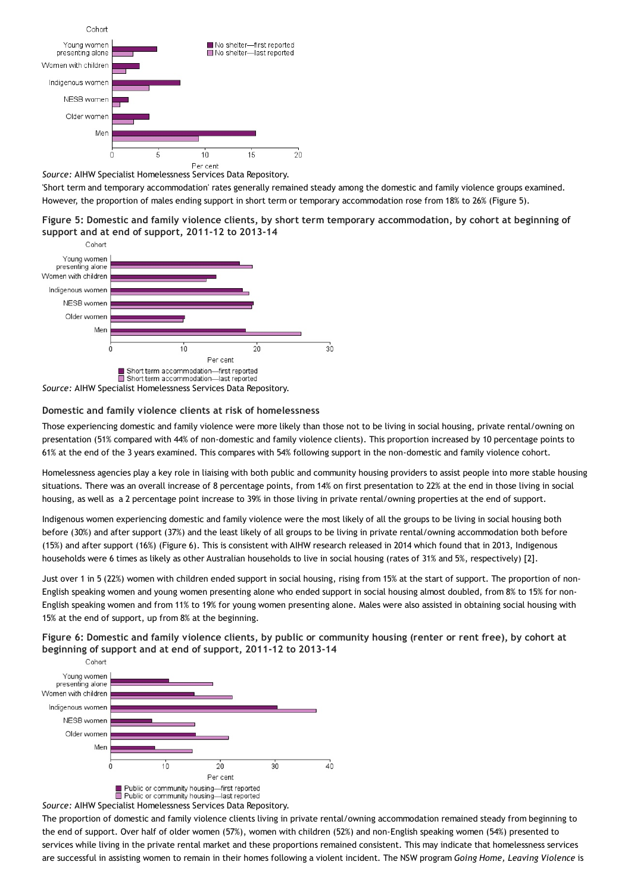*Source:* AIHW Specialist Homelessness Services Data Repository.

'Short term and temporary accommodation' rates generally remained steady among the domestic and family violence groups examined. However, the proportion of males ending support in short term or temporary accommodation rose from 18% to 26% (Figure 5).

**Figure 5: Domestic and family violence clients, by short term temporary accommodation, by cohort at beginning of support and at end of support, 2011–12 to 2013–14**

*Source:* AIHW Specialist Homelessness Services Data Repository.

### Domestic and family violence clients at risk of homelessness

Those experiencing domestic and family violence were more likely than those not to be living in social housing, private rental/owning on presentation (51% compared with 44% of non-domestic and family violence clients). This proportion increased by 10 percentage points to 61% at the end of the 3 years examined. This compares with 54% following support in the non-domestic and family violence cohort.

Homelessness agencies play a key role in liaising with both public and community housing providers to assist people into more stable housing situations. There was an overall increase of 8 percentage points, from 14% on first presentation to 22% at the end in those living in social housing, as well as a 2 percentage point increase to 39% in those living in private rental/owning properties at the end of support.

Indigenous women experiencing domestic and family violence were the most likely of all the groups to be living in social housing both before (30%) and after support (37%) and the least likely of all groups to be living in private rental/owning accommodation both before (15%) and after support (16%) (Figure 6). This is consistent with AIHW research released in 2014 which found that in 2013, Indigenous households were 6 times as likely as other Australian households to live in social housing (rates of 31% and 5%, respectively) [2].

Just over 1 in 5 (22%) women with children ended support in social housing, rising from 15% at the start of support. The proportion of non-English speaking women and young women presenting alone who ended support in social housing almost doubled, from 8% to 15% for non-English speaking women and from 11% to 19% for young women presenting alone. Males were also assisted in obtaining social housing with 15% at the end of support, up from 8% at the beginning.

**Figure 6: Domestic and family violence clients, by public or community housing (renter or rent free), by cohort at beginning of support and at end of support, 2011–12 to 2013–14**

*Source:* AIHW Specialist Homelessness Services Data Repository.

The proportion of domestic and family violence clients living in private rental/owning accommodation remained steady from beginning to the end of support. Over half of older women (57%), women with children (52%) and non-English speaking women (54%) presented to services while living in the private rental market and these proportions remained consistent. This may indicate that homelessness services are successful in assisting women to remain in their homes following a violent incident. The NSW program *Going Home, Leaving Violence* is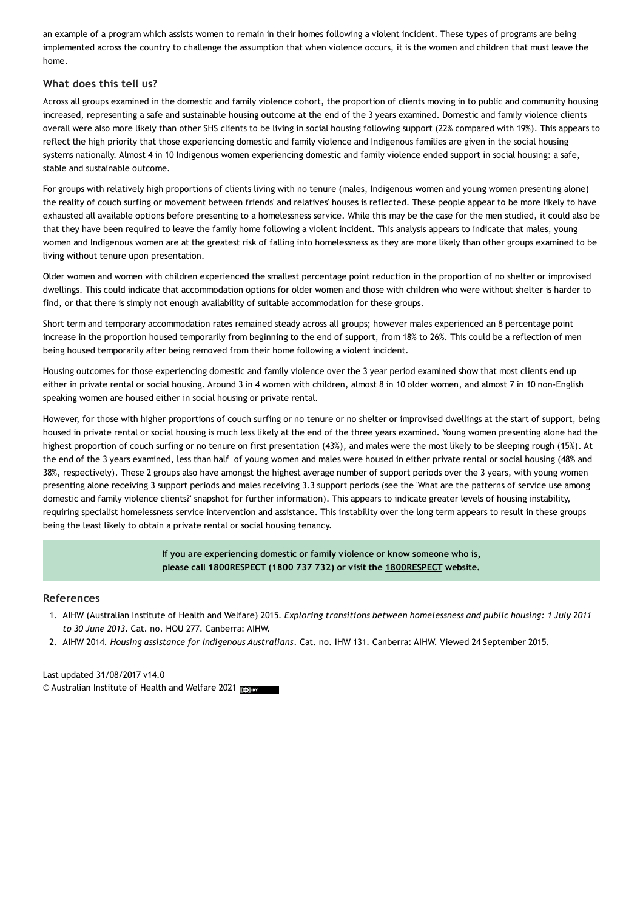an example of a program which assists women to remain in their homes following a violent incident. These types of programs are being implemented across the country to challenge the assumption that when violence occurs, it is the women and children that must leave the home.

### What does this tell us?

Across all groups examined in the domestic and family violence cohort, the proportion of clients moving in to public and community housing increased, representing a safe and sustainable housing outcome at the end of the 3 years examined. Domestic and family violence clients overall were also more likely than other SHS clients to be living in social housing following support (22% compared with 19%). This appears to reflect the high priority that those experiencing domestic and family violence and Indigenous families are given in the social housing systems nationally. Almost 4 in 10 Indigenous women experiencing domestic and family violence ended support in social housing: a safe, stable and sustainable outcome.

For groups with relatively high proportions of clients living with no tenure (males, Indigenous women and young women presenting alone) the reality of couch surfing or movement between friends' and relatives' houses is reflected. These people appear to be more likely to have exhausted all available options before presenting to a homelessness service. While this may be the case for the men studied, it could also be that they have been required to leave the family home following a violent incident. This analysis appears to indicate that males, young women and Indigenous women are at the greatest risk of falling into homelessness as they are more likely than other groups examined to be living without tenure upon presentation.

Older women and women with children experienced the smallest percentage point reduction in the proportion of no shelter or improvised dwellings. This could indicate that accommodation options for older women and those with children who were without shelter is harder to find, or that there is simply not enough availability of suitable accommodation for these groups.

Short term and temporary accommodation rates remained steady across all groups; however males experienced an 8 percentage point increase in the proportion housed temporarily from beginning to the end of support, from 18% to 26%. This could be a reflection of men being housed temporarily after being removed from their home following a violent incident.

Housing outcomes for those experiencing domestic and family violence over the 3 year period examined show that most clients end up either in private rental or social housing. Around 3 in 4 women with children, almost 8 in 10 older women, and almost 7 in 10 non-English speaking women are housed either in social housing or private rental.

However, for those with higher proportions of couch surfing or no tenure or no shelter or improvised dwellings at the start of support, being housed in private rental or social housing is much less likely at the end of the three years examined. Young women presenting alone had the highest proportion of couch surfing or no tenure on first presentation (43%), and males were the most likely to be sleeping rough (15%). At the end of the 3 years examined, less than half of young women and males were housed in either private rental or social housing (48% and 38%, respectively). These 2 groups also have amongst the highest average number of support periods over the 3 years, with young women presenting alone receiving 3 support periods and males receiving 3.3 support periods (see the 'What are the patterns of service use among domestic and family violence clients?' snapshot for further information). This appears to indicate greater levels of housing instability, requiring specialist homelessness service intervention and assistance. This instability over the long term appears to result in these groups being the least likely to obtain a private rental or social housing tenancy.

**If you are experiencing domestic or family violence or know someone who is, please call 1800RESPECT (1800 737 732) or visit the 1800RESPECT website.**

### References

1. AIHW (Australian Institute of Health and Welfare) 2015. *Exploring transitions between homelessness and public housing: 1 July 2011 to 30 June 2013.* Cat. no. HOU 277. Canberra: AIHW.
2. AIHW 2014. *Housing assistance for Indigenous Australians*. Cat. no. IHW 131. Canberra: AIHW. Viewed 24 September 2015.

Last updated 31/08/2017 v14.0

© Australian Institute of Health and Welfare 2021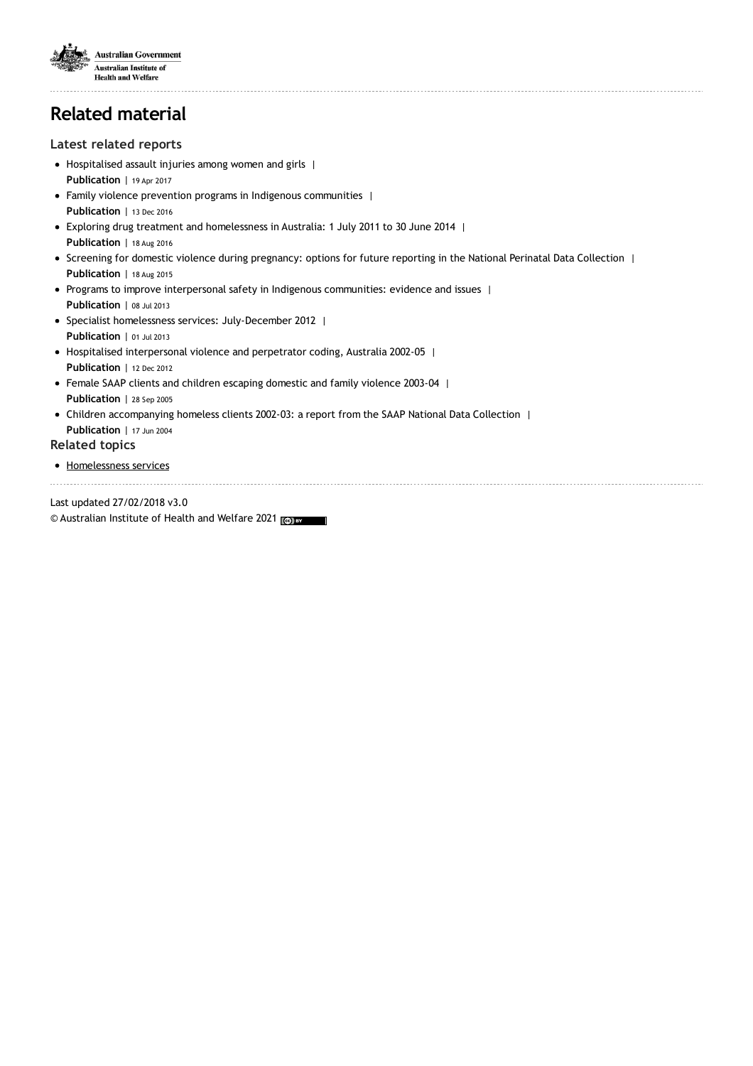# Related material

### Latest related reports

- Hospitalised assault injuries among women and girls |
  **Publication** | 19 Apr 2017
- Family violence prevention programs in Indigenous communities |
  **Publication** | 13 Dec 2016
- Exploring drug treatment and homelessness in Australia: 1 July 2011 to 30 June 2014 |
  **Publication** | 18 Aug 2016
- Screening for domestic violence during pregnancy: options for future reporting in the National Perinatal Data Collection |
  **Publication** | 18 Aug 2015
- Programs to improve interpersonal safety in Indigenous communities: evidence and issues |
  **Publication** | 08 Jul 2013
- Specialist homelessness services: July-December 2012 |
  **Publication** | 01 Jul 2013
- Hospitalised interpersonal violence and perpetrator coding, Australia 2002-05 |
  **Publication** | 12 Dec 2012
- Female SAAP clients and children escaping domestic and family violence 2003-04 |
  **Publication** | 28 Sep 2005
- Children accompanying homeless clients 2002-03: a report from the SAAP National Data Collection |
  **Publication** | 17 Jun 2004

### Related topics

- Homelessness services

Last updated 27/02/2018 v3.0

© Australian Institute of Health and Welfare 2021